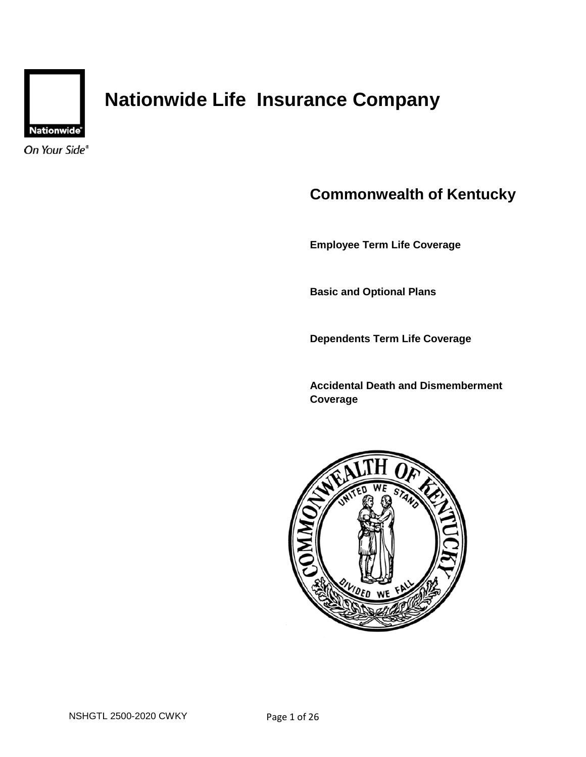# Nationwide Life Insurance Company

Nationwide

On Your Side®

## Commonwealth of Kentucky

**Employee Term Life Coverage**

**Basic and Optional Plans**

**Dependents Term Life Coverage**

**Accidental Death and Dismemberment Coverage**

NSHGTL 2500-2020 CWKY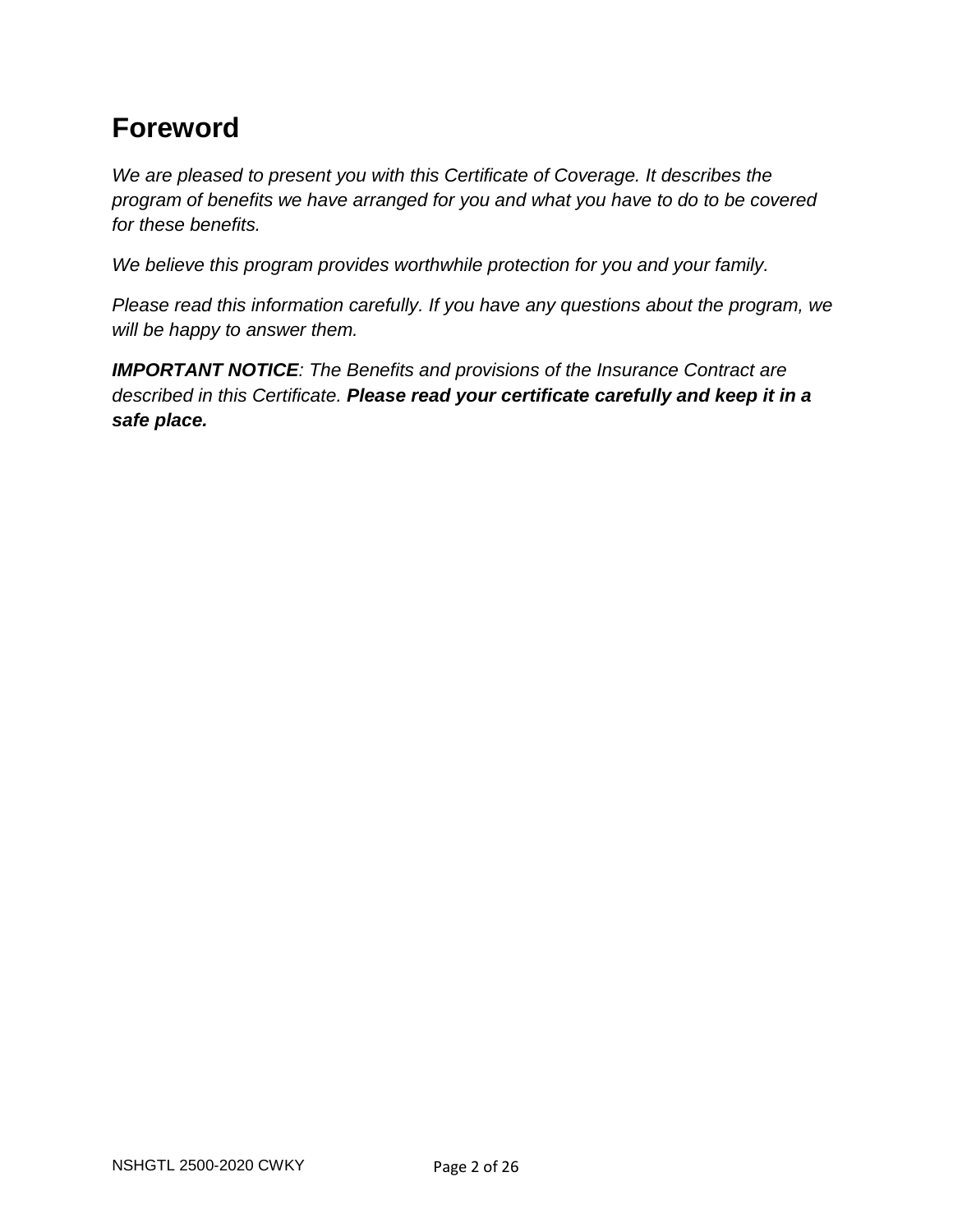# Foreword

*We are pleased to present you with this Certificate of Coverage. It describes the program of benefits we have arranged for you and what you have to do to be covered for these benefits.*

*We believe this program provides worthwhile protection for you and your family.*

*Please read this information carefully. If you have any questions about the program, we will be happy to answer them.*

***IMPORTANT NOTICE**: The Benefits and provisions of the Insurance Contract are described in this Certificate.* ***Please read your certificate carefully and keep it in a safe place.***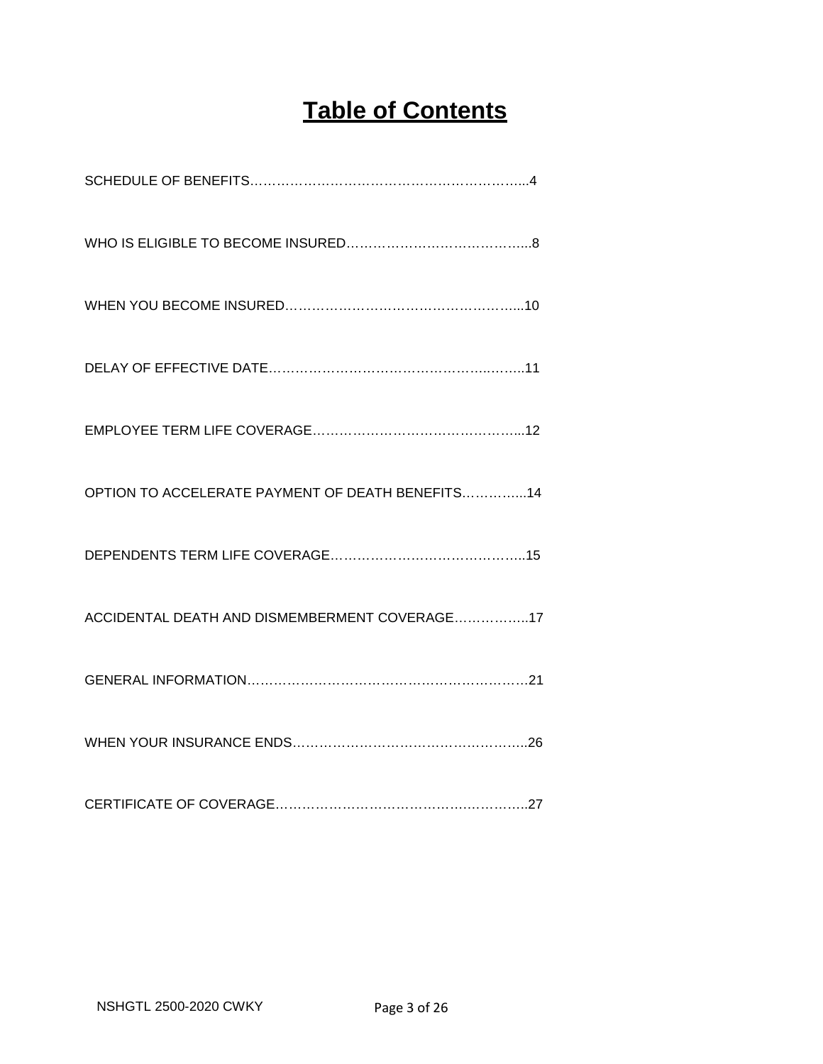# Table of Contents

SCHEDULE OF BENEFITS……………………………………………………….....4

WHO IS ELIGIBLE TO BECOME INSURED…………………………………....8

WHEN YOU BECOME INSURED……………………………………………....10

DELAY OF EFFECTIVE DATE……………………………………………..…...11

EMPLOYEE TERM LIFE COVERAGE……………………………………….....12

OPTION TO ACCELERATE PAYMENT OF DEATH BENEFITS…………....14

DEPENDENTS TERM LIFE COVERAGE……………………………………....15

ACCIDENTAL DEATH AND DISMEMBERMENT COVERAGE……………..17

GENERAL INFORMATION……………………………………………………….21

WHEN YOUR INSURANCE ENDS……………………………………………..26

CERTIFICATE OF COVERAGE…………………………………….…………..27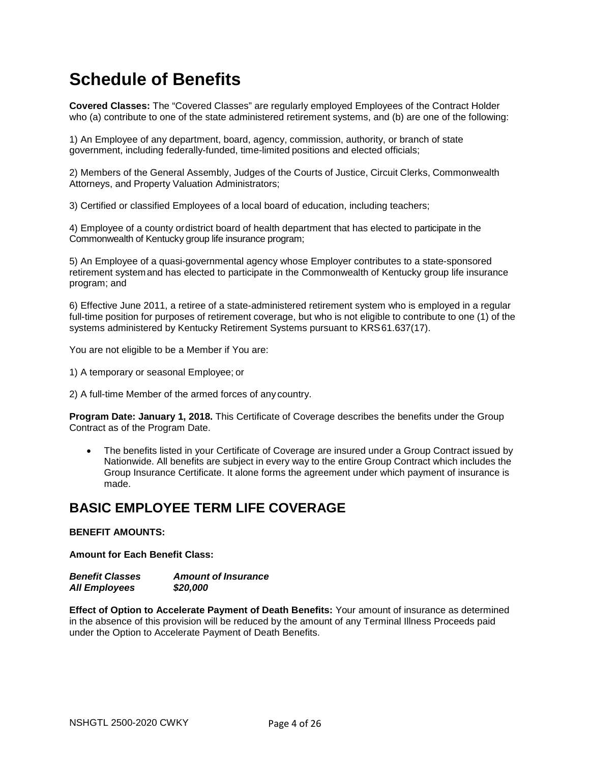# Schedule of Benefits

**Covered Classes:** The "Covered Classes" are regularly employed Employees of the Contract Holder who (a) contribute to one of the state administered retirement systems, and (b) are one of the following:

1) An Employee of any department, board, agency, commission, authority, or branch of state government, including federally-funded, time-limited positions and elected officials;

2) Members of the General Assembly, Judges of the Courts of Justice, Circuit Clerks, Commonwealth Attorneys, and Property Valuation Administrators;

3) Certified or classified Employees of a local board of education, including teachers;

4) Employee of a county or district board of health department that has elected to participate in the Commonwealth of Kentucky group life insurance program;

5) An Employee of a quasi-governmental agency whose Employer contributes to a state-sponsored retirement system and has elected to participate in the Commonwealth of Kentucky group life insurance program; and

6) Effective June 2011, a retiree of a state-administered retirement system who is employed in a regular full-time position for purposes of retirement coverage, but who is not eligible to contribute to one (1) of the systems administered by Kentucky Retirement Systems pursuant to KRS 61.637(17).

You are not eligible to be a Member if You are:

1) A temporary or seasonal Employee; or

2) A full-time Member of the armed forces of any country.

**Program Date: January 1, 2018.** This Certificate of Coverage describes the benefits under the Group Contract as of the Program Date.

- The benefits listed in your Certificate of Coverage are insured under a Group Contract issued by Nationwide. All benefits are subject in every way to the entire Group Contract which includes the Group Insurance Certificate. It alone forms the agreement under which payment of insurance is made.

## BASIC EMPLOYEE TERM LIFE COVERAGE

**BENEFIT AMOUNTS:**

**Amount for Each Benefit Class:**

| ***Benefit Classes*** | ***Amount of Insurance*** |
|---|---|
| ***All Employees*** | ***$20,000*** |

**Effect of Option to Accelerate Payment of Death Benefits:** Your amount of insurance as determined in the absence of this provision will be reduced by the amount of any Terminal Illness Proceeds paid under the Option to Accelerate Payment of Death Benefits.

NSHGTL 2500-2020 CWKY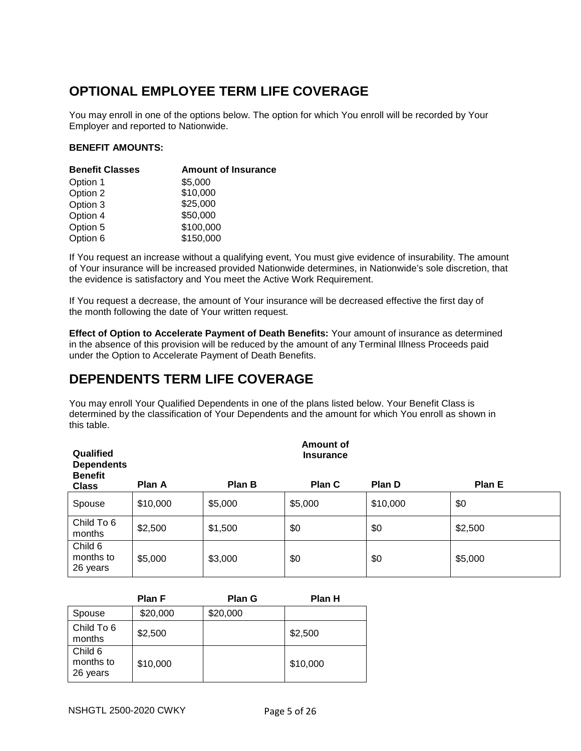## OPTIONAL EMPLOYEE TERM LIFE COVERAGE

You may enroll in one of the options below. The option for which You enroll will be recorded by Your Employer and reported to Nationwide.

**BENEFIT AMOUNTS:**

| **Benefit Classes** | **Amount of Insurance** |
|---|---|
| Option 1 | $5,000 |
| Option 2 | $10,000 |
| Option 3 | $25,000 |
| Option 4 | $50,000 |
| Option 5 | $100,000 |
| Option 6 | $150,000 |

If You request an increase without a qualifying event, You must give evidence of insurability. The amount of Your insurance will be increased provided Nationwide determines, in Nationwide's sole discretion, that the evidence is satisfactory and You meet the Active Work Requirement.

If You request a decrease, the amount of Your insurance will be decreased effective the first day of the month following the date of Your written request.

**Effect of Option to Accelerate Payment of Death Benefits:** Your amount of insurance as determined in the absence of this provision will be reduced by the amount of any Terminal Illness Proceeds paid under the Option to Accelerate Payment of Death Benefits.

## DEPENDENTS TERM LIFE COVERAGE

You may enroll Your Qualified Dependents in one of the plans listed below. Your Benefit Class is determined by the classification of Your Dependents and the amount for which You enroll as shown in this table.

| **Qualified Dependents Benefit Class** | | | **Amount of Insurance** | | |
|---|---|---|---|---|---|
| | **Plan A** | **Plan B** | **Plan C** | **Plan D** | **Plan E** |
| Spouse | $10,000 | $5,000 | $5,000 | $10,000 | $0 |
| Child To 6 months | $2,500 | $1,500 | $0 | $0 | $2,500 |
| Child 6 months to 26 years | $5,000 | $3,000 | $0 | $0 | $5,000 |

| | **Plan F** | **Plan G** | **Plan H** |
|---|---|---|---|
| Spouse | $20,000 | $20,000 | |
| Child To 6 months | $2,500 | | $2,500 |
| Child 6 months to 26 years | $10,000 | | $10,000 |

NSHGTL 2500-2020 CWKY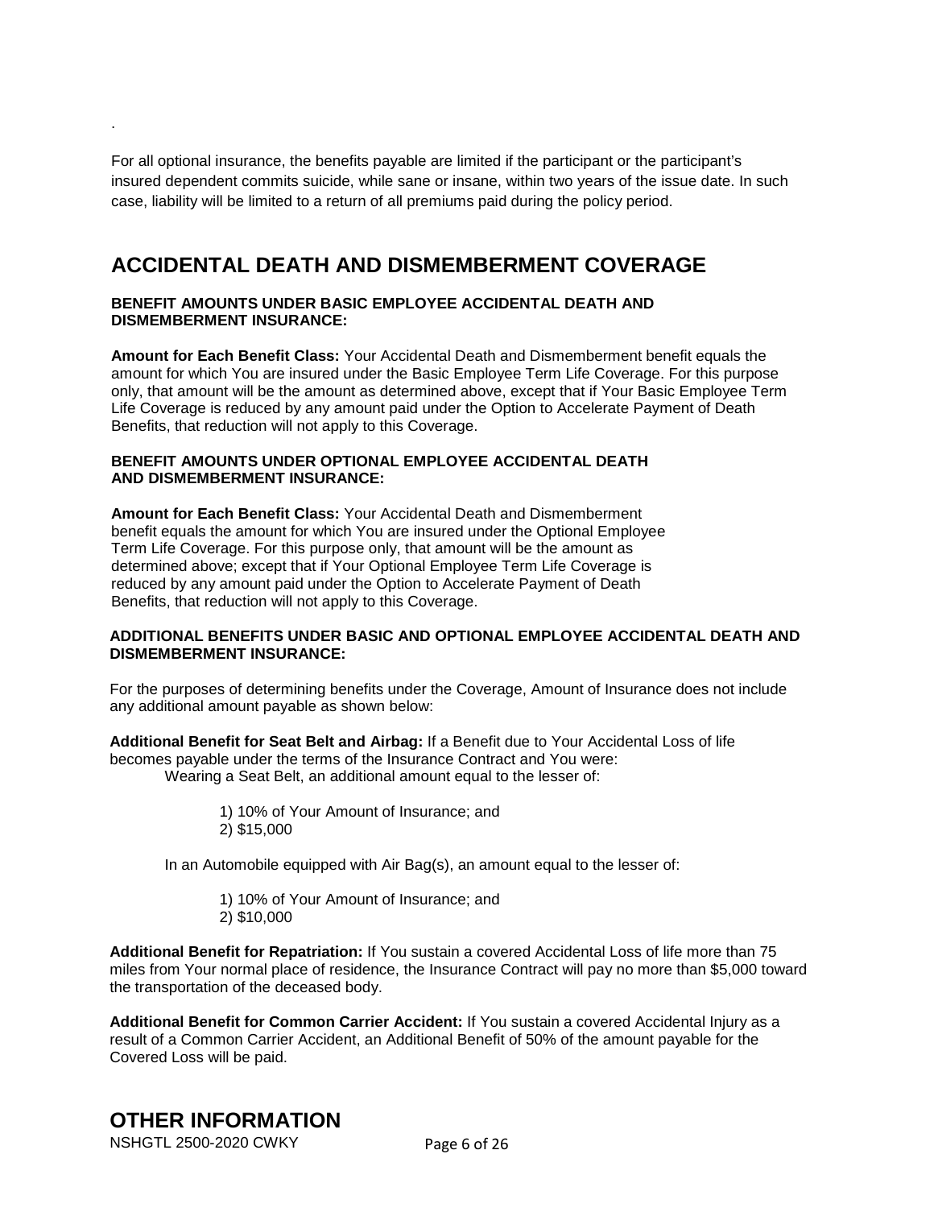For all optional insurance, the benefits payable are limited if the participant or the participant's insured dependent commits suicide, while sane or insane, within two years of the issue date. In such case, liability will be limited to a return of all premiums paid during the policy period.

## ACCIDENTAL DEATH AND DISMEMBERMENT COVERAGE

### BENEFIT AMOUNTS UNDER BASIC EMPLOYEE ACCIDENTAL DEATH AND DISMEMBERMENT INSURANCE:

**Amount for Each Benefit Class:** Your Accidental Death and Dismemberment benefit equals the amount for which You are insured under the Basic Employee Term Life Coverage. For this purpose only, that amount will be the amount as determined above, except that if Your Basic Employee Term Life Coverage is reduced by any amount paid under the Option to Accelerate Payment of Death Benefits, that reduction will not apply to this Coverage.

### BENEFIT AMOUNTS UNDER OPTIONAL EMPLOYEE ACCIDENTAL DEATH AND DISMEMBERMENT INSURANCE:

**Amount for Each Benefit Class:** Your Accidental Death and Dismemberment benefit equals the amount for which You are insured under the Optional Employee Term Life Coverage. For this purpose only, that amount will be the amount as determined above; except that if Your Optional Employee Term Life Coverage is reduced by any amount paid under the Option to Accelerate Payment of Death Benefits, that reduction will not apply to this Coverage.

### ADDITIONAL BENEFITS UNDER BASIC AND OPTIONAL EMPLOYEE ACCIDENTAL DEATH AND DISMEMBERMENT INSURANCE:

For the purposes of determining benefits under the Coverage, Amount of Insurance does not include any additional amount payable as shown below:

**Additional Benefit for Seat Belt and Airbag:** If a Benefit due to Your Accidental Loss of life becomes payable under the terms of the Insurance Contract and You were:

Wearing a Seat Belt, an additional amount equal to the lesser of:

1) 10% of Your Amount of Insurance; and
2) $15,000

In an Automobile equipped with Air Bag(s), an amount equal to the lesser of:

1) 10% of Your Amount of Insurance; and
2) $10,000

**Additional Benefit for Repatriation:** If You sustain a covered Accidental Loss of life more than 75 miles from Your normal place of residence, the Insurance Contract will pay no more than $5,000 toward the transportation of the deceased body.

**Additional Benefit for Common Carrier Accident:** If You sustain a covered Accidental Injury as a result of a Common Carrier Accident, an Additional Benefit of 50% of the amount payable for the Covered Loss will be paid.

## OTHER INFORMATION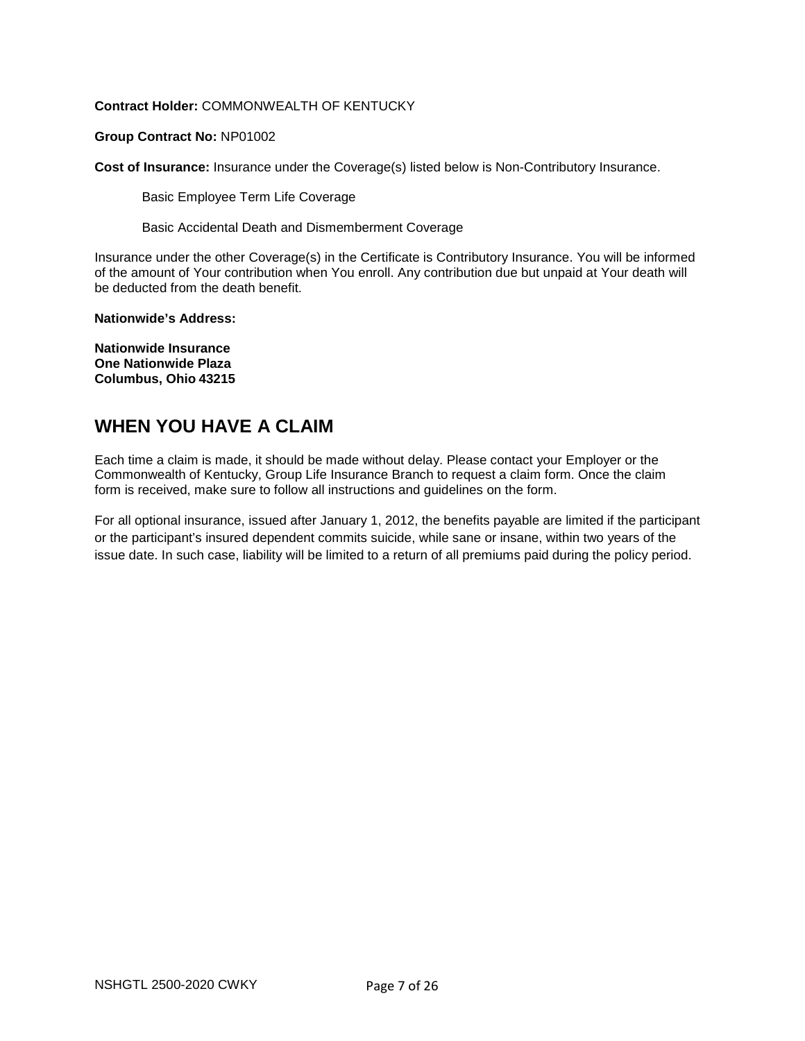**Contract Holder:** COMMONWEALTH OF KENTUCKY

**Group Contract No:** NP01002

**Cost of Insurance:** Insurance under the Coverage(s) listed below is Non-Contributory Insurance.

Basic Employee Term Life Coverage

Basic Accidental Death and Dismemberment Coverage

Insurance under the other Coverage(s) in the Certificate is Contributory Insurance. You will be informed of the amount of Your contribution when You enroll. Any contribution due but unpaid at Your death will be deducted from the death benefit.

**Nationwide's Address:**

**Nationwide Insurance**
**One Nationwide Plaza**
**Columbus, Ohio 43215**

## WHEN YOU HAVE A CLAIM

Each time a claim is made, it should be made without delay. Please contact your Employer or the Commonwealth of Kentucky, Group Life Insurance Branch to request a claim form. Once the claim form is received, make sure to follow all instructions and guidelines on the form.

For all optional insurance, issued after January 1, 2012, the benefits payable are limited if the participant or the participant's insured dependent commits suicide, while sane or insane, within two years of the issue date. In such case, liability will be limited to a return of all premiums paid during the policy period.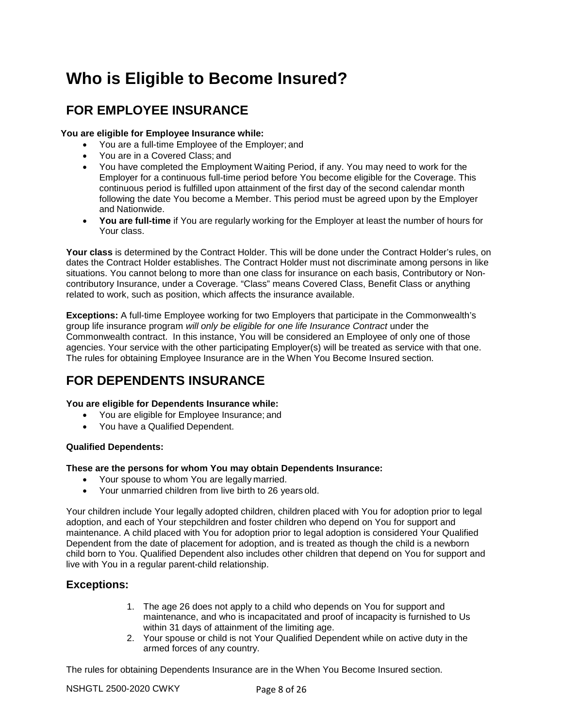# Who is Eligible to Become Insured?

## FOR EMPLOYEE INSURANCE

**You are eligible for Employee Insurance while:**

- You are a full-time Employee of the Employer; and
- You are in a Covered Class; and
- You have completed the Employment Waiting Period, if any. You may need to work for the Employer for a continuous full-time period before You become eligible for the Coverage. This continuous period is fulfilled upon attainment of the first day of the second calendar month following the date You become a Member. This period must be agreed upon by the Employer and Nationwide.
- **You are full-time** if You are regularly working for the Employer at least the number of hours for Your class.

**Your class** is determined by the Contract Holder. This will be done under the Contract Holder's rules, on dates the Contract Holder establishes. The Contract Holder must not discriminate among persons in like situations. You cannot belong to more than one class for insurance on each basis, Contributory or Non-contributory Insurance, under a Coverage. "Class" means Covered Class, Benefit Class or anything related to work, such as position, which affects the insurance available.

**Exceptions:** A full-time Employee working for two Employers that participate in the Commonwealth's group life insurance program *will only be eligible for one life Insurance Contract* under the Commonwealth contract. In this instance, You will be considered an Employee of only one of those agencies. Your service with the other participating Employer(s) will be treated as service with that one. The rules for obtaining Employee Insurance are in the When You Become Insured section.

## FOR DEPENDENTS INSURANCE

**You are eligible for Dependents Insurance while:**

- You are eligible for Employee Insurance; and
- You have a Qualified Dependent.

**Qualified Dependents:**

**These are the persons for whom You may obtain Dependents Insurance:**

- Your spouse to whom You are legally married.
- Your unmarried children from live birth to 26 years old.

Your children include Your legally adopted children, children placed with You for adoption prior to legal adoption, and each of Your stepchildren and foster children who depend on You for support and maintenance. A child placed with You for adoption prior to legal adoption is considered Your Qualified Dependent from the date of placement for adoption, and is treated as though the child is a newborn child born to You. Qualified Dependent also includes other children that depend on You for support and live with You in a regular parent-child relationship.

### Exceptions:

1. The age 26 does not apply to a child who depends on You for support and maintenance, and who is incapacitated and proof of incapacity is furnished to Us within 31 days of attainment of the limiting age.
2. Your spouse or child is not Your Qualified Dependent while on active duty in the armed forces of any country.

The rules for obtaining Dependents Insurance are in the When You Become Insured section.

NSHGTL 2500-2020 CWKY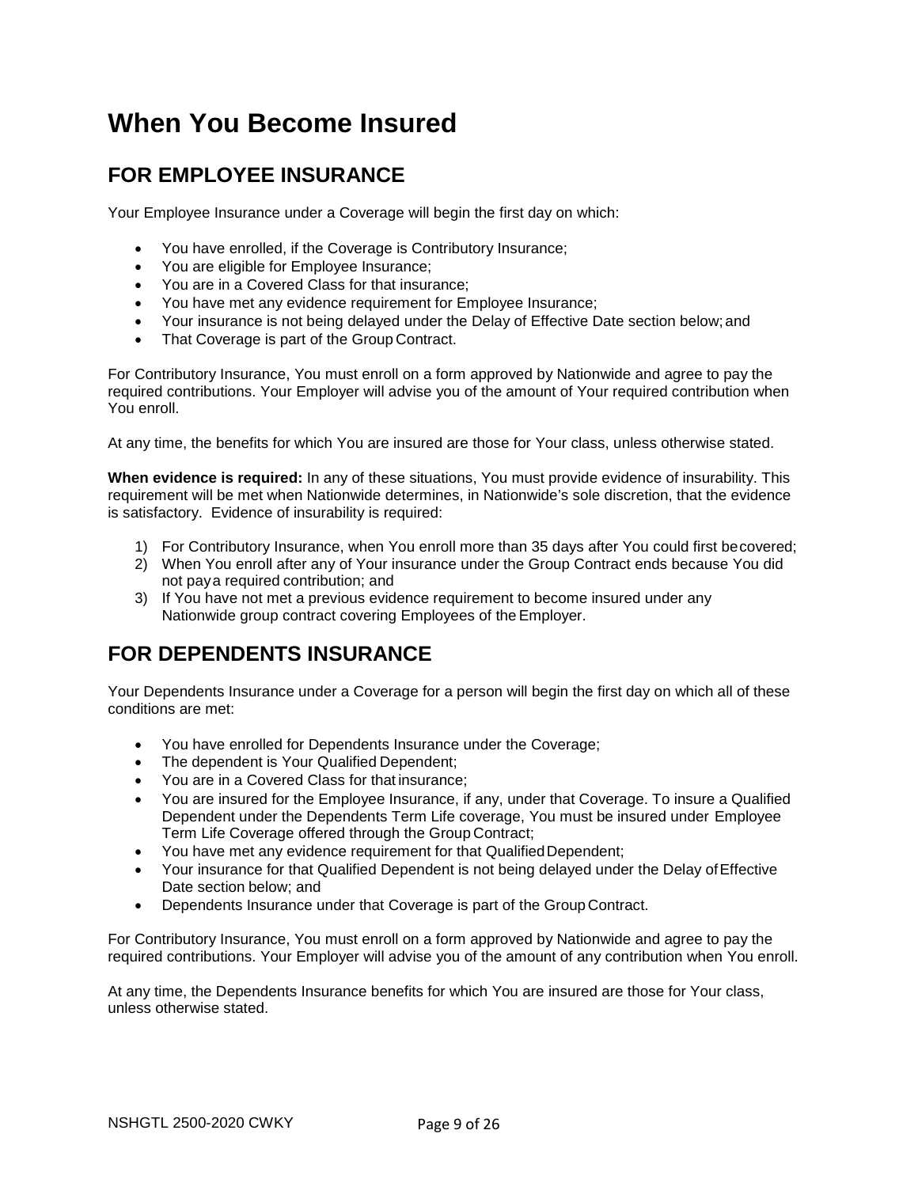# When You Become Insured

## FOR EMPLOYEE INSURANCE

Your Employee Insurance under a Coverage will begin the first day on which:

- You have enrolled, if the Coverage is Contributory Insurance;
- You are eligible for Employee Insurance;
- You are in a Covered Class for that insurance;
- You have met any evidence requirement for Employee Insurance;
- Your insurance is not being delayed under the Delay of Effective Date section below; and
- That Coverage is part of the Group Contract.

For Contributory Insurance, You must enroll on a form approved by Nationwide and agree to pay the required contributions. Your Employer will advise you of the amount of Your required contribution when You enroll.

At any time, the benefits for which You are insured are those for Your class, unless otherwise stated.

**When evidence is required:** In any of these situations, You must provide evidence of insurability. This requirement will be met when Nationwide determines, in Nationwide's sole discretion, that the evidence is satisfactory. Evidence of insurability is required:

1) For Contributory Insurance, when You enroll more than 35 days after You could first be covered;
2) When You enroll after any of Your insurance under the Group Contract ends because You did not pay a required contribution; and
3) If You have not met a previous evidence requirement to become insured under any Nationwide group contract covering Employees of the Employer.

## FOR DEPENDENTS INSURANCE

Your Dependents Insurance under a Coverage for a person will begin the first day on which all of these conditions are met:

- You have enrolled for Dependents Insurance under the Coverage;
- The dependent is Your Qualified Dependent;
- You are in a Covered Class for that insurance;
- You are insured for the Employee Insurance, if any, under that Coverage. To insure a Qualified Dependent under the Dependents Term Life coverage, You must be insured under Employee Term Life Coverage offered through the Group Contract;
- You have met any evidence requirement for that Qualified Dependent;
- Your insurance for that Qualified Dependent is not being delayed under the Delay of Effective Date section below; and
- Dependents Insurance under that Coverage is part of the Group Contract.

For Contributory Insurance, You must enroll on a form approved by Nationwide and agree to pay the required contributions. Your Employer will advise you of the amount of any contribution when You enroll.

At any time, the Dependents Insurance benefits for which You are insured are those for Your class, unless otherwise stated.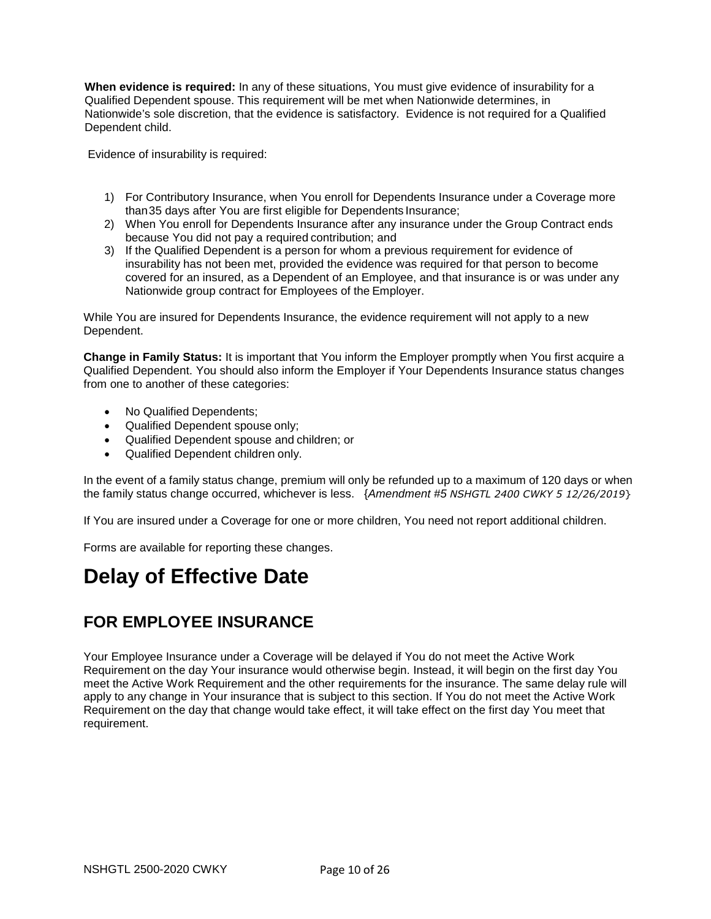**When evidence is required:** In any of these situations, You must give evidence of insurability for a Qualified Dependent spouse. This requirement will be met when Nationwide determines, in Nationwide's sole discretion, that the evidence is satisfactory. Evidence is not required for a Qualified Dependent child.

Evidence of insurability is required:

1) For Contributory Insurance, when You enroll for Dependents Insurance under a Coverage more than 35 days after You are first eligible for Dependents Insurance;
2) When You enroll for Dependents Insurance after any insurance under the Group Contract ends because You did not pay a required contribution; and
3) If the Qualified Dependent is a person for whom a previous requirement for evidence of insurability has not been met, provided the evidence was required for that person to become covered for an insured, as a Dependent of an Employee, and that insurance is or was under any Nationwide group contract for Employees of the Employer.

While You are insured for Dependents Insurance, the evidence requirement will not apply to a new Dependent.

**Change in Family Status:** It is important that You inform the Employer promptly when You first acquire a Qualified Dependent. You should also inform the Employer if Your Dependents Insurance status changes from one to another of these categories:

- No Qualified Dependents;
- Qualified Dependent spouse only;
- Qualified Dependent spouse and children; or
- Qualified Dependent children only.

In the event of a family status change, premium will only be refunded up to a maximum of 120 days or when the family status change occurred, whichever is less. {*Amendment #5 NSHGTL 2400 CWKY 5 12/26/2019*}

If You are insured under a Coverage for one or more children, You need not report additional children.

Forms are available for reporting these changes.

# Delay of Effective Date

## FOR EMPLOYEE INSURANCE

Your Employee Insurance under a Coverage will be delayed if You do not meet the Active Work Requirement on the day Your insurance would otherwise begin. Instead, it will begin on the first day You meet the Active Work Requirement and the other requirements for the insurance. The same delay rule will apply to any change in Your insurance that is subject to this section. If You do not meet the Active Work Requirement on the day that change would take effect, it will take effect on the first day You meet that requirement.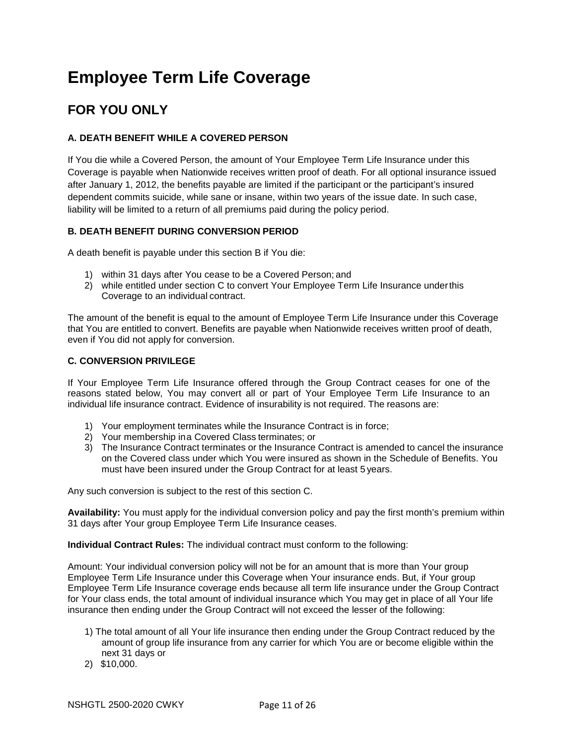# Employee Term Life Coverage

## FOR YOU ONLY

### A. DEATH BENEFIT WHILE A COVERED PERSON

If You die while a Covered Person, the amount of Your Employee Term Life Insurance under this Coverage is payable when Nationwide receives written proof of death. For all optional insurance issued after January 1, 2012, the benefits payable are limited if the participant or the participant's insured dependent commits suicide, while sane or insane, within two years of the issue date. In such case, liability will be limited to a return of all premiums paid during the policy period.

### B. DEATH BENEFIT DURING CONVERSION PERIOD

A death benefit is payable under this section B if You die:

1) within 31 days after You cease to be a Covered Person; and
2) while entitled under section C to convert Your Employee Term Life Insurance under this Coverage to an individual contract.

The amount of the benefit is equal to the amount of Employee Term Life Insurance under this Coverage that You are entitled to convert. Benefits are payable when Nationwide receives written proof of death, even if You did not apply for conversion.

### C. CONVERSION PRIVILEGE

If Your Employee Term Life Insurance offered through the Group Contract ceases for one of the reasons stated below, You may convert all or part of Your Employee Term Life Insurance to an individual life insurance contract. Evidence of insurability is not required. The reasons are:

1) Your employment terminates while the Insurance Contract is in force;
2) Your membership in a Covered Class terminates; or
3) The Insurance Contract terminates or the Insurance Contract is amended to cancel the insurance on the Covered class under which You were insured as shown in the Schedule of Benefits. You must have been insured under the Group Contract for at least 5 years.

Any such conversion is subject to the rest of this section C.

**Availability:** You must apply for the individual conversion policy and pay the first month's premium within 31 days after Your group Employee Term Life Insurance ceases.

**Individual Contract Rules:** The individual contract must conform to the following:

Amount: Your individual conversion policy will not be for an amount that is more than Your group Employee Term Life Insurance under this Coverage when Your insurance ends. But, if Your group Employee Term Life Insurance coverage ends because all term life insurance under the Group Contract for Your class ends, the total amount of individual insurance which You may get in place of all Your life insurance then ending under the Group Contract will not exceed the lesser of the following:

1) The total amount of all Your life insurance then ending under the Group Contract reduced by the amount of group life insurance from any carrier for which You are or become eligible within the next 31 days or
2) $10,000.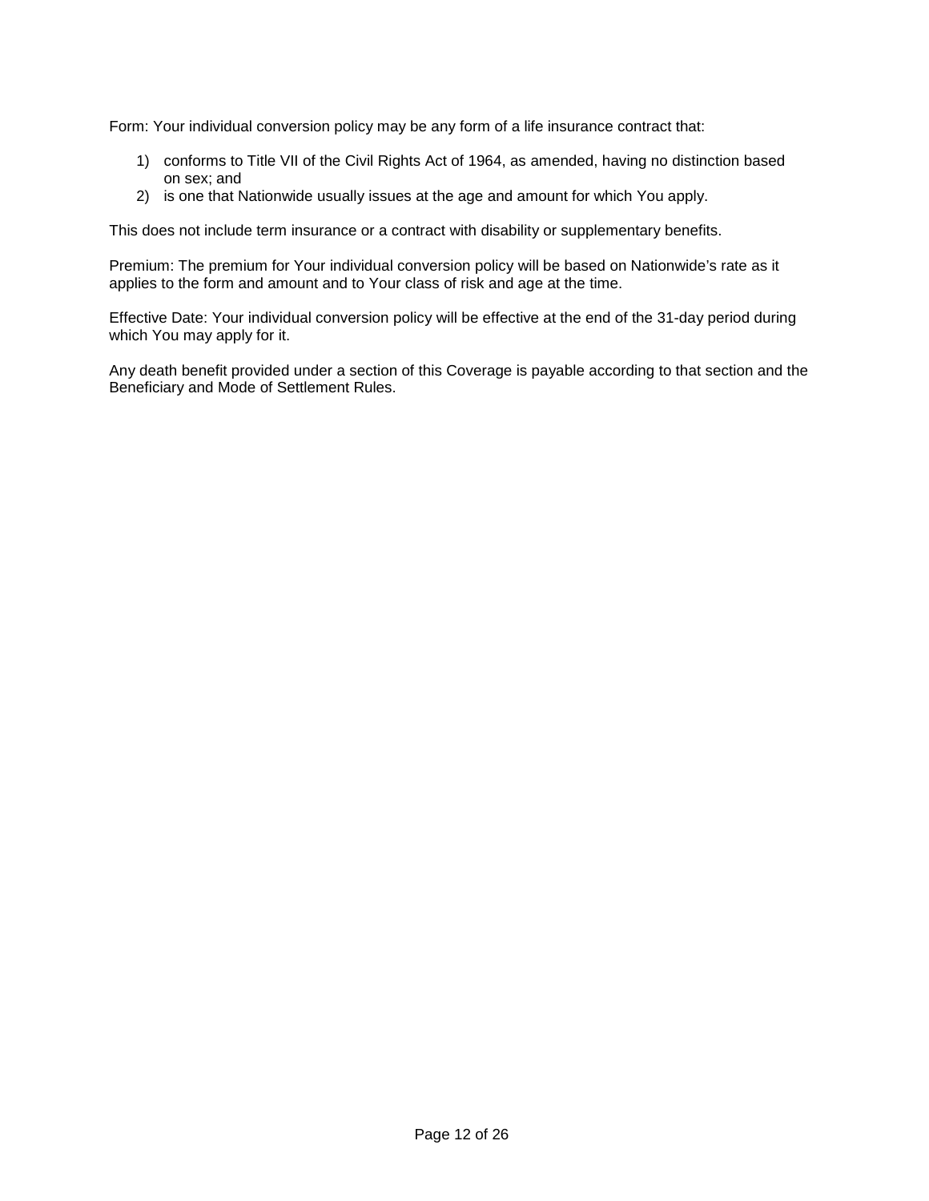Form: Your individual conversion policy may be any form of a life insurance contract that:

1) conforms to Title VII of the Civil Rights Act of 1964, as amended, having no distinction based on sex; and
2) is one that Nationwide usually issues at the age and amount for which You apply.

This does not include term insurance or a contract with disability or supplementary benefits.

Premium: The premium for Your individual conversion policy will be based on Nationwide's rate as it applies to the form and amount and to Your class of risk and age at the time.

Effective Date: Your individual conversion policy will be effective at the end of the 31-day period during which You may apply for it.

Any death benefit provided under a section of this Coverage is payable according to that section and the Beneficiary and Mode of Settlement Rules.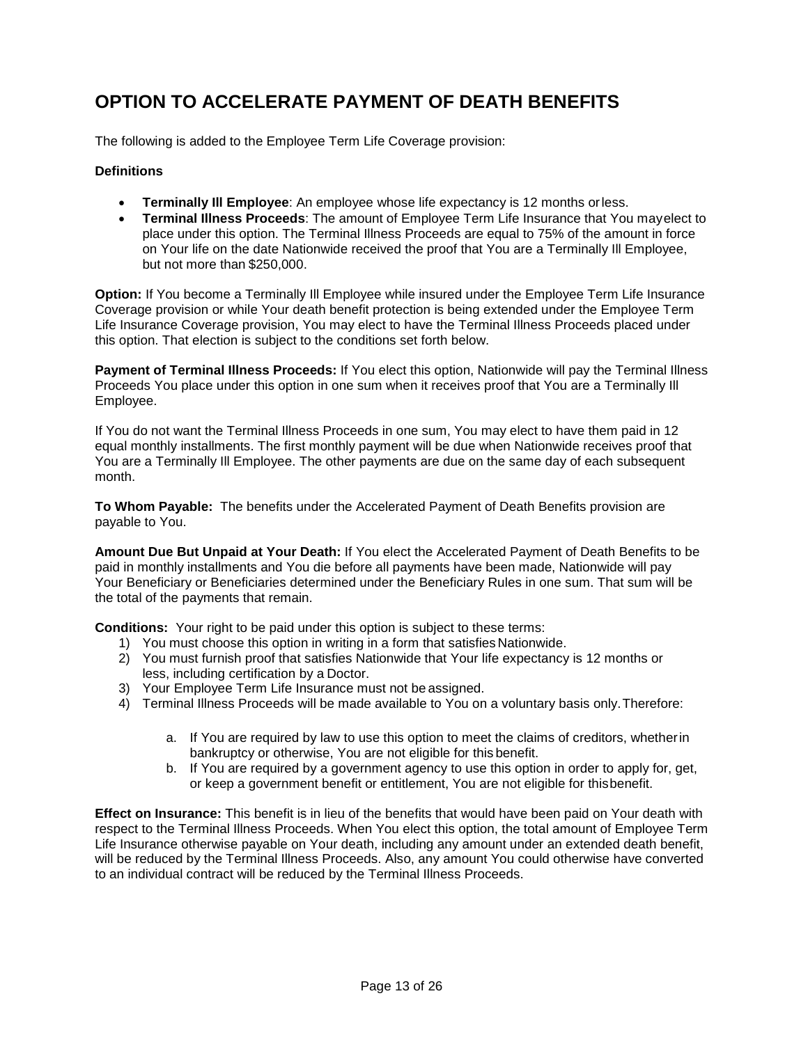# OPTION TO ACCELERATE PAYMENT OF DEATH BENEFITS

The following is added to the Employee Term Life Coverage provision:

**Definitions**

- **Terminally Ill Employee**: An employee whose life expectancy is 12 months or less.
- **Terminal Illness Proceeds**: The amount of Employee Term Life Insurance that You may elect to place under this option. The Terminal Illness Proceeds are equal to 75% of the amount in force on Your life on the date Nationwide received the proof that You are a Terminally Ill Employee, but not more than $250,000.

**Option:** If You become a Terminally Ill Employee while insured under the Employee Term Life Insurance Coverage provision or while Your death benefit protection is being extended under the Employee Term Life Insurance Coverage provision, You may elect to have the Terminal Illness Proceeds placed under this option. That election is subject to the conditions set forth below.

**Payment of Terminal Illness Proceeds:** If You elect this option, Nationwide will pay the Terminal Illness Proceeds You place under this option in one sum when it receives proof that You are a Terminally Ill Employee.

If You do not want the Terminal Illness Proceeds in one sum, You may elect to have them paid in 12 equal monthly installments. The first monthly payment will be due when Nationwide receives proof that You are a Terminally Ill Employee. The other payments are due on the same day of each subsequent month.

**To Whom Payable:** The benefits under the Accelerated Payment of Death Benefits provision are payable to You.

**Amount Due But Unpaid at Your Death:** If You elect the Accelerated Payment of Death Benefits to be paid in monthly installments and You die before all payments have been made, Nationwide will pay Your Beneficiary or Beneficiaries determined under the Beneficiary Rules in one sum. That sum will be the total of the payments that remain.

**Conditions:** Your right to be paid under this option is subject to these terms:

1) You must choose this option in writing in a form that satisfies Nationwide.
2) You must furnish proof that satisfies Nationwide that Your life expectancy is 12 months or less, including certification by a Doctor.
3) Your Employee Term Life Insurance must not be assigned.
4) Terminal Illness Proceeds will be made available to You on a voluntary basis only. Therefore:
    a. If You are required by law to use this option to meet the claims of creditors, whether in bankruptcy or otherwise, You are not eligible for this benefit.
    b. If You are required by a government agency to use this option in order to apply for, get, or keep a government benefit or entitlement, You are not eligible for this benefit.

**Effect on Insurance:** This benefit is in lieu of the benefits that would have been paid on Your death with respect to the Terminal Illness Proceeds. When You elect this option, the total amount of Employee Term Life Insurance otherwise payable on Your death, including any amount under an extended death benefit, will be reduced by the Terminal Illness Proceeds. Also, any amount You could otherwise have converted to an individual contract will be reduced by the Terminal Illness Proceeds.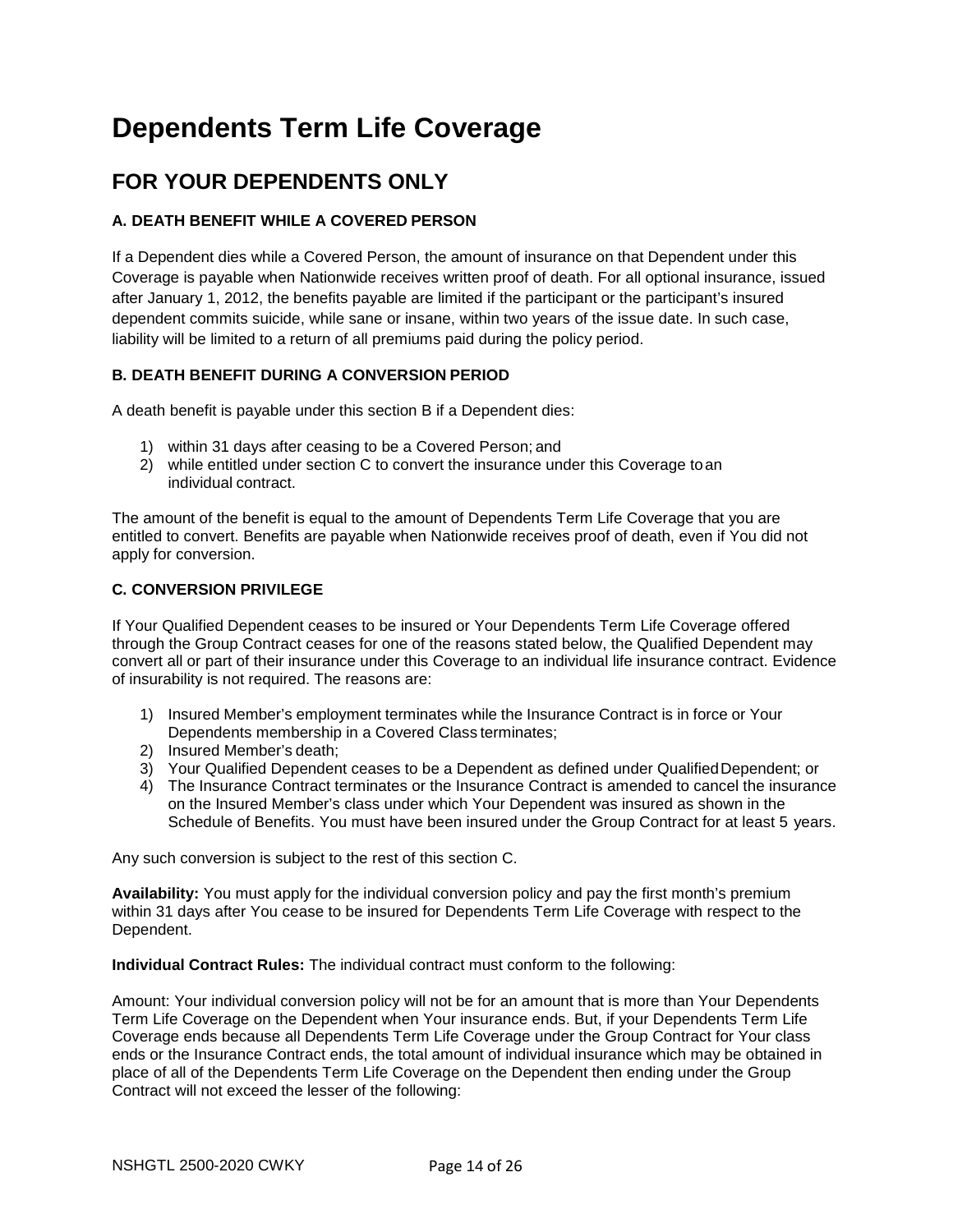# Dependents Term Life Coverage

## FOR YOUR DEPENDENTS ONLY

### A. DEATH BENEFIT WHILE A COVERED PERSON

If a Dependent dies while a Covered Person, the amount of insurance on that Dependent under this Coverage is payable when Nationwide receives written proof of death. For all optional insurance, issued after January 1, 2012, the benefits payable are limited if the participant or the participant's insured dependent commits suicide, while sane or insane, within two years of the issue date. In such case, liability will be limited to a return of all premiums paid during the policy period.

### B. DEATH BENEFIT DURING A CONVERSION PERIOD

A death benefit is payable under this section B if a Dependent dies:

1) within 31 days after ceasing to be a Covered Person; and
2) while entitled under section C to convert the insurance under this Coverage to an individual contract.

The amount of the benefit is equal to the amount of Dependents Term Life Coverage that you are entitled to convert. Benefits are payable when Nationwide receives proof of death, even if You did not apply for conversion.

### C. CONVERSION PRIVILEGE

If Your Qualified Dependent ceases to be insured or Your Dependents Term Life Coverage offered through the Group Contract ceases for one of the reasons stated below, the Qualified Dependent may convert all or part of their insurance under this Coverage to an individual life insurance contract. Evidence of insurability is not required. The reasons are:

1) Insured Member's employment terminates while the Insurance Contract is in force or Your Dependents membership in a Covered Class terminates;
2) Insured Member's death;
3) Your Qualified Dependent ceases to be a Dependent as defined under Qualified Dependent; or
4) The Insurance Contract terminates or the Insurance Contract is amended to cancel the insurance on the Insured Member's class under which Your Dependent was insured as shown in the Schedule of Benefits. You must have been insured under the Group Contract for at least 5 years.

Any such conversion is subject to the rest of this section C.

**Availability:** You must apply for the individual conversion policy and pay the first month's premium within 31 days after You cease to be insured for Dependents Term Life Coverage with respect to the Dependent.

**Individual Contract Rules:** The individual contract must conform to the following:

Amount: Your individual conversion policy will not be for an amount that is more than Your Dependents Term Life Coverage on the Dependent when Your insurance ends. But, if your Dependents Term Life Coverage ends because all Dependents Term Life Coverage under the Group Contract for Your class ends or the Insurance Contract ends, the total amount of individual insurance which may be obtained in place of all of the Dependents Term Life Coverage on the Dependent then ending under the Group Contract will not exceed the lesser of the following: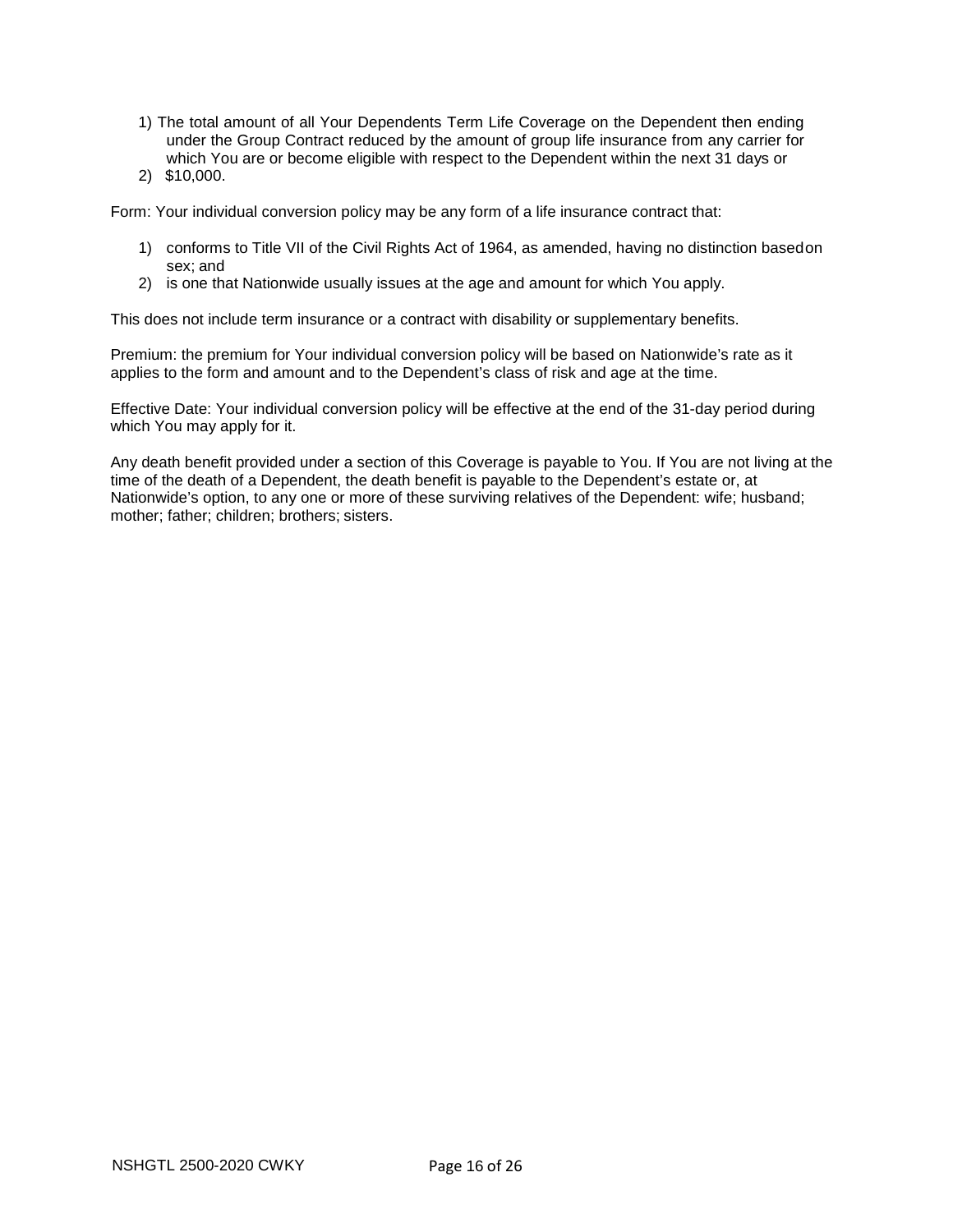1) The total amount of all Your Dependents Term Life Coverage on the Dependent then ending under the Group Contract reduced by the amount of group life insurance from any carrier for which You are or become eligible with respect to the Dependent within the next 31 days or
2) $10,000.

Form: Your individual conversion policy may be any form of a life insurance contract that:

1) conforms to Title VII of the Civil Rights Act of 1964, as amended, having no distinction based on sex; and
2) is one that Nationwide usually issues at the age and amount for which You apply.

This does not include term insurance or a contract with disability or supplementary benefits.

Premium: the premium for Your individual conversion policy will be based on Nationwide's rate as it applies to the form and amount and to the Dependent's class of risk and age at the time.

Effective Date: Your individual conversion policy will be effective at the end of the 31-day period during which You may apply for it.

Any death benefit provided under a section of this Coverage is payable to You. If You are not living at the time of the death of a Dependent, the death benefit is payable to the Dependent's estate or, at Nationwide's option, to any one or more of these surviving relatives of the Dependent: wife; husband; mother; father; children; brothers; sisters.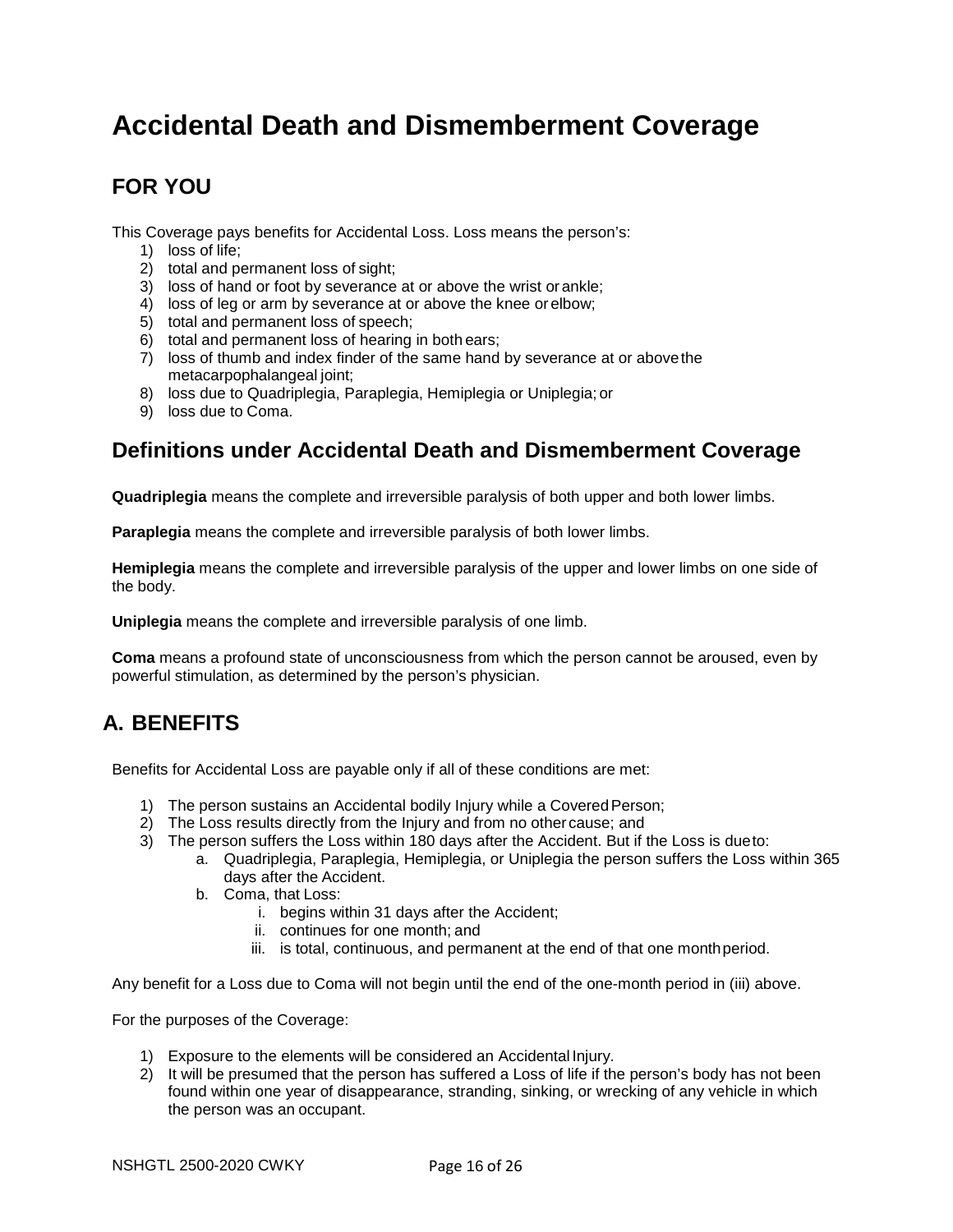# Accidental Death and Dismemberment Coverage

## FOR YOU

This Coverage pays benefits for Accidental Loss. Loss means the person's:

1) loss of life;
2) total and permanent loss of sight;
3) loss of hand or foot by severance at or above the wrist or ankle;
4) loss of leg or arm by severance at or above the knee or elbow;
5) total and permanent loss of speech;
6) total and permanent loss of hearing in both ears;
7) loss of thumb and index finder of the same hand by severance at or above the metacarpophalangeal joint;
8) loss due to Quadriplegia, Paraplegia, Hemiplegia or Uniplegia; or
9) loss due to Coma.

## Definitions under Accidental Death and Dismemberment Coverage

**Quadriplegia** means the complete and irreversible paralysis of both upper and both lower limbs.

**Paraplegia** means the complete and irreversible paralysis of both lower limbs.

**Hemiplegia** means the complete and irreversible paralysis of the upper and lower limbs on one side of the body.

**Uniplegia** means the complete and irreversible paralysis of one limb.

**Coma** means a profound state of unconsciousness from which the person cannot be aroused, even by powerful stimulation, as determined by the person's physician.

## A. BENEFITS

Benefits for Accidental Loss are payable only if all of these conditions are met:

1) The person sustains an Accidental bodily Injury while a Covered Person;
2) The Loss results directly from the Injury and from no other cause; and
3) The person suffers the Loss within 180 days after the Accident. But if the Loss is due to:
   a. Quadriplegia, Paraplegia, Hemiplegia, or Uniplegia the person suffers the Loss within 365 days after the Accident.
   b. Coma, that Loss:
      i. begins within 31 days after the Accident;
      ii. continues for one month; and
      iii. is total, continuous, and permanent at the end of that one month period.

Any benefit for a Loss due to Coma will not begin until the end of the one-month period in (iii) above.

For the purposes of the Coverage:

1) Exposure to the elements will be considered an Accidental Injury.
2) It will be presumed that the person has suffered a Loss of life if the person's body has not been found within one year of disappearance, stranding, sinking, or wrecking of any vehicle in which the person was an occupant.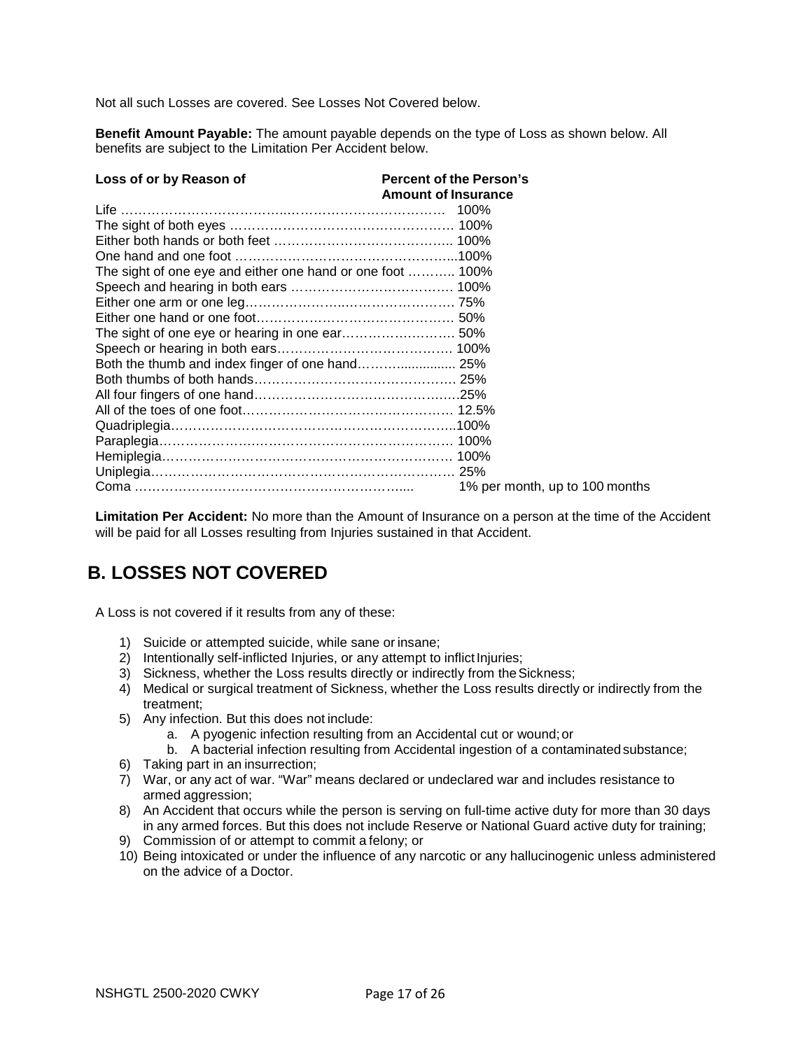Not all such Losses are covered. See Losses Not Covered below.

**Benefit Amount Payable:** The amount payable depends on the type of Loss as shown below. All benefits are subject to the Limitation Per Accident below.

| Loss of or by Reason of | Percent of the Person's Amount of Insurance |
|---|---|
| Life | 100% |
| The sight of both eyes | 100% |
| Either both hands or both feet | 100% |
| One hand and one foot | 100% |
| The sight of one eye and either one hand or one foot | 100% |
| Speech and hearing in both ears | 100% |
| Either one arm or one leg | 75% |
| Either one hand or one foot | 50% |
| The sight of one eye or hearing in one ear | 50% |
| Speech or hearing in both ears | 100% |
| Both the thumb and index finger of one hand | 25% |
| Both thumbs of both hands | 25% |
| All four fingers of one hand | 25% |
| All of the toes of one foot | 12.5% |
| Quadriplegia | 100% |
| Paraplegia | 100% |
| Hemiplegia | 100% |
| Uniplegia | 25% |
| Coma | 1% per month, up to 100 months |

**Limitation Per Accident:** No more than the Amount of Insurance on a person at the time of the Accident will be paid for all Losses resulting from Injuries sustained in that Accident.

## B. LOSSES NOT COVERED

A Loss is not covered if it results from any of these:

1) Suicide or attempted suicide, while sane or insane;
2) Intentionally self-inflicted Injuries, or any attempt to inflict Injuries;
3) Sickness, whether the Loss results directly or indirectly from the Sickness;
4) Medical or surgical treatment of Sickness, whether the Loss results directly or indirectly from the treatment;
5) Any infection. But this does not include:
    a. A pyogenic infection resulting from an Accidental cut or wound; or
    b. A bacterial infection resulting from Accidental ingestion of a contaminated substance;
6) Taking part in an insurrection;
7) War, or any act of war. "War" means declared or undeclared war and includes resistance to armed aggression;
8) An Accident that occurs while the person is serving on full-time active duty for more than 30 days in any armed forces. But this does not include Reserve or National Guard active duty for training;
9) Commission of or attempt to commit a felony; or
10) Being intoxicated or under the influence of any narcotic or any hallucinogenic unless administered on the advice of a Doctor.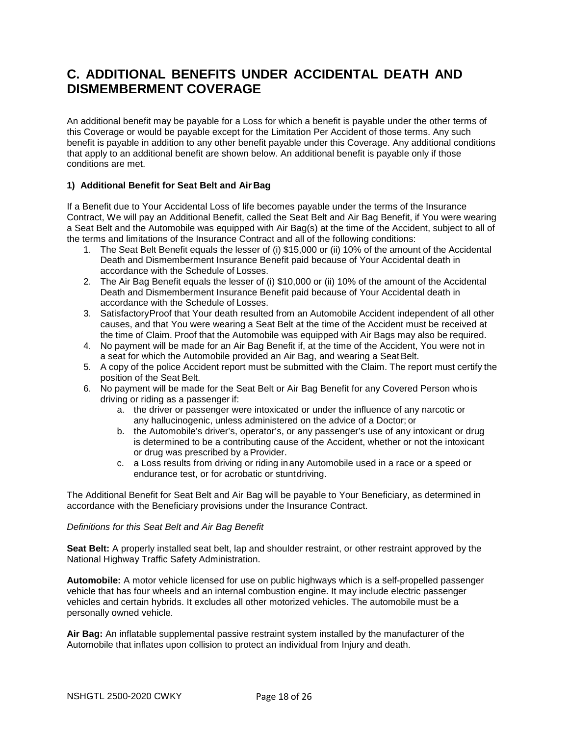# C. ADDITIONAL BENEFITS UNDER ACCIDENTAL DEATH AND DISMEMBERMENT COVERAGE

An additional benefit may be payable for a Loss for which a benefit is payable under the other terms of this Coverage or would be payable except for the Limitation Per Accident of those terms. Any such benefit is payable in addition to any other benefit payable under this Coverage. Any additional conditions that apply to an additional benefit are shown below. An additional benefit is payable only if those conditions are met.

**1) Additional Benefit for Seat Belt and Air Bag**

If a Benefit due to Your Accidental Loss of life becomes payable under the terms of the Insurance Contract, We will pay an Additional Benefit, called the Seat Belt and Air Bag Benefit, if You were wearing a Seat Belt and the Automobile was equipped with Air Bag(s) at the time of the Accident, subject to all of the terms and limitations of the Insurance Contract and all of the following conditions:

1. The Seat Belt Benefit equals the lesser of (i) $15,000 or (ii) 10% of the amount of the Accidental Death and Dismemberment Insurance Benefit paid because of Your Accidental death in accordance with the Schedule of Losses.
2. The Air Bag Benefit equals the lesser of (i) $10,000 or (ii) 10% of the amount of the Accidental Death and Dismemberment Insurance Benefit paid because of Your Accidental death in accordance with the Schedule of Losses.
3. SatisfactoryProof that Your death resulted from an Automobile Accident independent of all other causes, and that You were wearing a Seat Belt at the time of the Accident must be received at the time of Claim. Proof that the Automobile was equipped with Air Bags may also be required.
4. No payment will be made for an Air Bag Benefit if, at the time of the Accident, You were not in a seat for which the Automobile provided an Air Bag, and wearing a Seat Belt.
5. A copy of the police Accident report must be submitted with the Claim. The report must certify the position of the Seat Belt.
6. No payment will be made for the Seat Belt or Air Bag Benefit for any Covered Person who is driving or riding as a passenger if:
   a. the driver or passenger were intoxicated or under the influence of any narcotic or any hallucinogenic, unless administered on the advice of a Doctor; or
   b. the Automobile's driver's, operator's, or any passenger's use of any intoxicant or drug is determined to be a contributing cause of the Accident, whether or not the intoxicant or drug was prescribed by a Provider.
   c. a Loss results from driving or riding in any Automobile used in a race or a speed or endurance test, or for acrobatic or stunt driving.

The Additional Benefit for Seat Belt and Air Bag will be payable to Your Beneficiary, as determined in accordance with the Beneficiary provisions under the Insurance Contract.

*Definitions for this Seat Belt and Air Bag Benefit*

**Seat Belt:** A properly installed seat belt, lap and shoulder restraint, or other restraint approved by the National Highway Traffic Safety Administration.

**Automobile:** A motor vehicle licensed for use on public highways which is a self-propelled passenger vehicle that has four wheels and an internal combustion engine. It may include electric passenger vehicles and certain hybrids. It excludes all other motorized vehicles. The automobile must be a personally owned vehicle.

**Air Bag:** An inflatable supplemental passive restraint system installed by the manufacturer of the Automobile that inflates upon collision to protect an individual from Injury and death.

NSHGTL 2500-2020 CWKY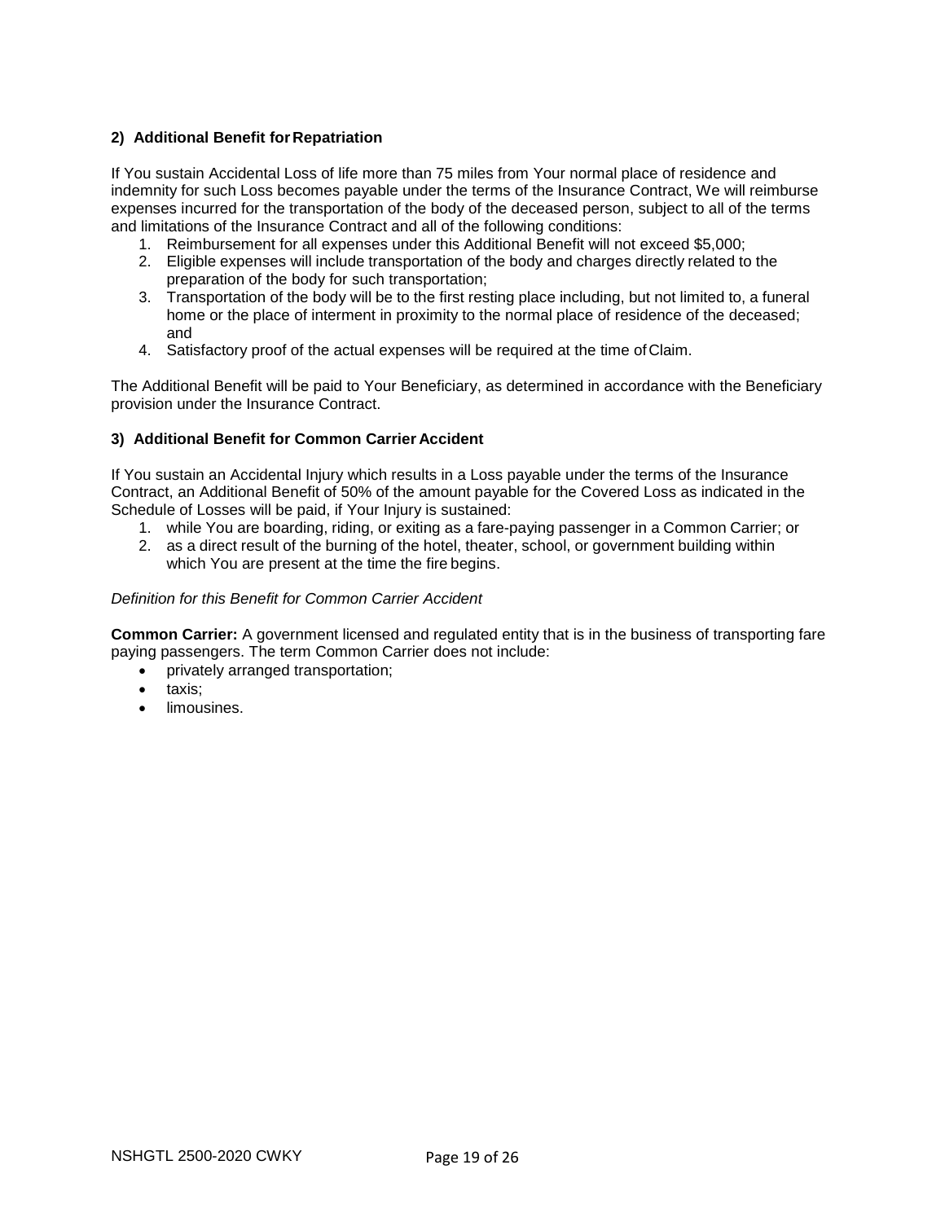### 2) Additional Benefit for Repatriation

If You sustain Accidental Loss of life more than 75 miles from Your normal place of residence and indemnity for such Loss becomes payable under the terms of the Insurance Contract, We will reimburse expenses incurred for the transportation of the body of the deceased person, subject to all of the terms and limitations of the Insurance Contract and all of the following conditions:

1. Reimbursement for all expenses under this Additional Benefit will not exceed $5,000;
2. Eligible expenses will include transportation of the body and charges directly related to the preparation of the body for such transportation;
3. Transportation of the body will be to the first resting place including, but not limited to, a funeral home or the place of interment in proximity to the normal place of residence of the deceased; and
4. Satisfactory proof of the actual expenses will be required at the time of Claim.

The Additional Benefit will be paid to Your Beneficiary, as determined in accordance with the Beneficiary provision under the Insurance Contract.

### 3) Additional Benefit for Common Carrier Accident

If You sustain an Accidental Injury which results in a Loss payable under the terms of the Insurance Contract, an Additional Benefit of 50% of the amount payable for the Covered Loss as indicated in the Schedule of Losses will be paid, if Your Injury is sustained:

1. while You are boarding, riding, or exiting as a fare-paying passenger in a Common Carrier; or
2. as a direct result of the burning of the hotel, theater, school, or government building within which You are present at the time the fire begins.

*Definition for this Benefit for Common Carrier Accident*

**Common Carrier:** A government licensed and regulated entity that is in the business of transporting fare paying passengers. The term Common Carrier does not include:

- privately arranged transportation;
- taxis;
- limousines.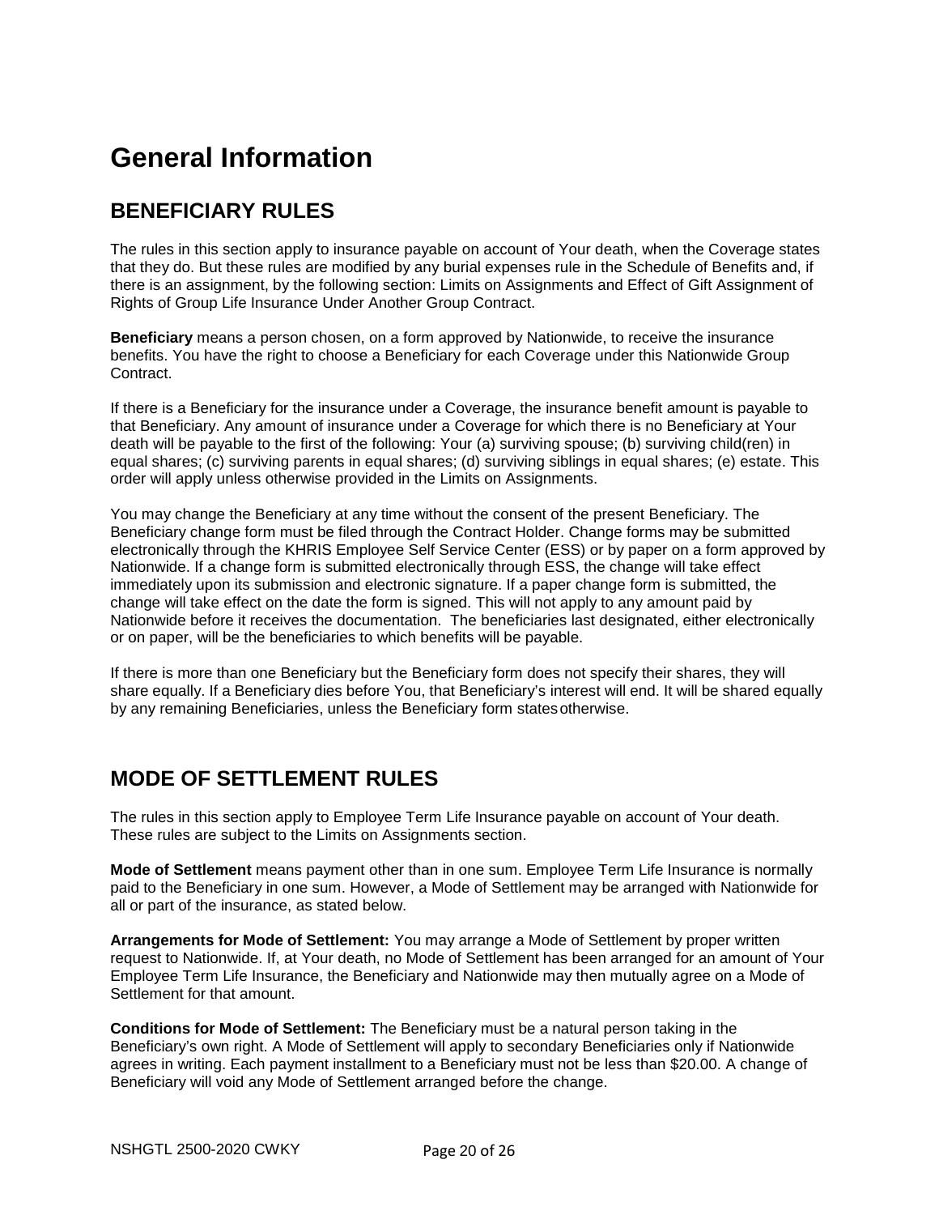# General Information

## BENEFICIARY RULES

The rules in this section apply to insurance payable on account of Your death, when the Coverage states that they do. But these rules are modified by any burial expenses rule in the Schedule of Benefits and, if there is an assignment, by the following section: Limits on Assignments and Effect of Gift Assignment of Rights of Group Life Insurance Under Another Group Contract.

**Beneficiary** means a person chosen, on a form approved by Nationwide, to receive the insurance benefits. You have the right to choose a Beneficiary for each Coverage under this Nationwide Group Contract.

If there is a Beneficiary for the insurance under a Coverage, the insurance benefit amount is payable to that Beneficiary. Any amount of insurance under a Coverage for which there is no Beneficiary at Your death will be payable to the first of the following: Your (a) surviving spouse; (b) surviving child(ren) in equal shares; (c) surviving parents in equal shares; (d) surviving siblings in equal shares; (e) estate. This order will apply unless otherwise provided in the Limits on Assignments.

You may change the Beneficiary at any time without the consent of the present Beneficiary. The Beneficiary change form must be filed through the Contract Holder. Change forms may be submitted electronically through the KHRIS Employee Self Service Center (ESS) or by paper on a form approved by Nationwide. If a change form is submitted electronically through ESS, the change will take effect immediately upon its submission and electronic signature. If a paper change form is submitted, the change will take effect on the date the form is signed. This will not apply to any amount paid by Nationwide before it receives the documentation. The beneficiaries last designated, either electronically or on paper, will be the beneficiaries to which benefits will be payable.

If there is more than one Beneficiary but the Beneficiary form does not specify their shares, they will share equally. If a Beneficiary dies before You, that Beneficiary's interest will end. It will be shared equally by any remaining Beneficiaries, unless the Beneficiary form states otherwise.

## MODE OF SETTLEMENT RULES

The rules in this section apply to Employee Term Life Insurance payable on account of Your death. These rules are subject to the Limits on Assignments section.

**Mode of Settlement** means payment other than in one sum. Employee Term Life Insurance is normally paid to the Beneficiary in one sum. However, a Mode of Settlement may be arranged with Nationwide for all or part of the insurance, as stated below.

**Arrangements for Mode of Settlement:** You may arrange a Mode of Settlement by proper written request to Nationwide. If, at Your death, no Mode of Settlement has been arranged for an amount of Your Employee Term Life Insurance, the Beneficiary and Nationwide may then mutually agree on a Mode of Settlement for that amount.

**Conditions for Mode of Settlement:** The Beneficiary must be a natural person taking in the Beneficiary's own right. A Mode of Settlement will apply to secondary Beneficiaries only if Nationwide agrees in writing. Each payment installment to a Beneficiary must not be less than $20.00. A change of Beneficiary will void any Mode of Settlement arranged before the change.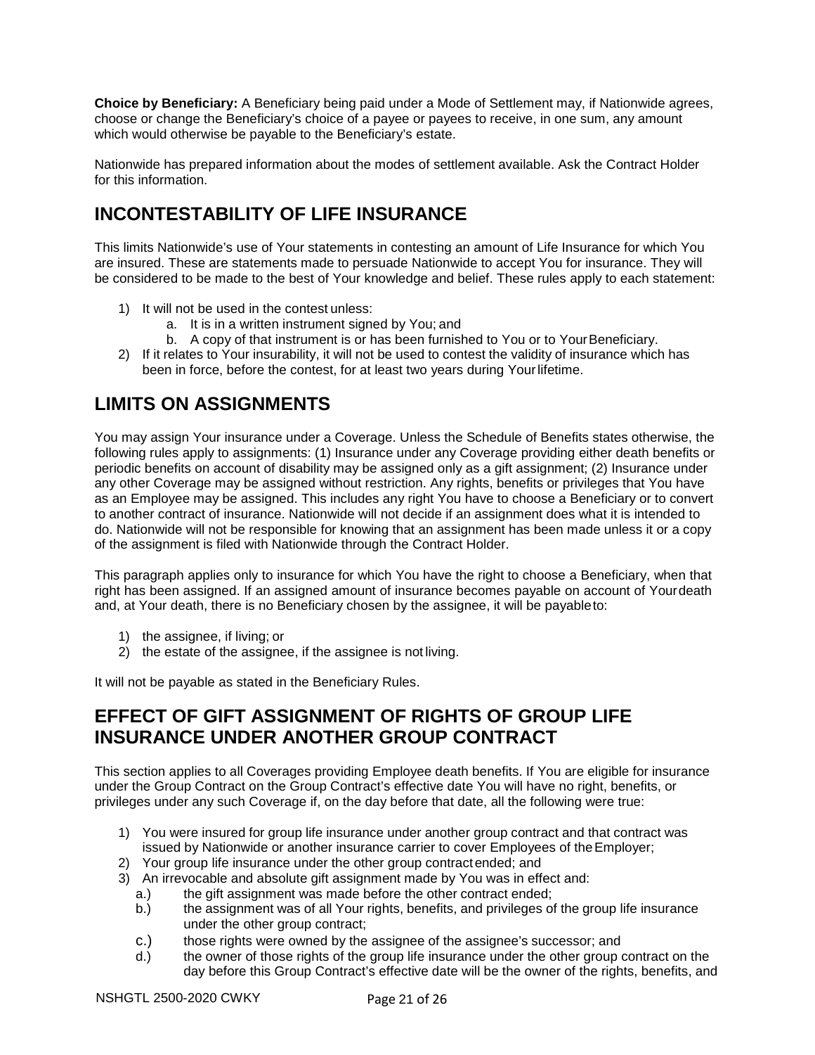**Choice by Beneficiary:** A Beneficiary being paid under a Mode of Settlement may, if Nationwide agrees, choose or change the Beneficiary's choice of a payee or payees to receive, in one sum, any amount which would otherwise be payable to the Beneficiary's estate.

Nationwide has prepared information about the modes of settlement available. Ask the Contract Holder for this information.

## INCONTESTABILITY OF LIFE INSURANCE

This limits Nationwide's use of Your statements in contesting an amount of Life Insurance for which You are insured. These are statements made to persuade Nationwide to accept You for insurance. They will be considered to be made to the best of Your knowledge and belief. These rules apply to each statement:

1) It will not be used in the contest unless:
    a. It is in a written instrument signed by You; and
    b. A copy of that instrument is or has been furnished to You or to Your Beneficiary.
2) If it relates to Your insurability, it will not be used to contest the validity of insurance which has been in force, before the contest, for at least two years during Your lifetime.

## LIMITS ON ASSIGNMENTS

You may assign Your insurance under a Coverage. Unless the Schedule of Benefits states otherwise, the following rules apply to assignments: (1) Insurance under any Coverage providing either death benefits or periodic benefits on account of disability may be assigned only as a gift assignment; (2) Insurance under any other Coverage may be assigned without restriction. Any rights, benefits or privileges that You have as an Employee may be assigned. This includes any right You have to choose a Beneficiary or to convert to another contract of insurance. Nationwide will not decide if an assignment does what it is intended to do. Nationwide will not be responsible for knowing that an assignment has been made unless it or a copy of the assignment is filed with Nationwide through the Contract Holder.

This paragraph applies only to insurance for which You have the right to choose a Beneficiary, when that right has been assigned. If an assigned amount of insurance becomes payable on account of Your death and, at Your death, there is no Beneficiary chosen by the assignee, it will be payable to:

1) the assignee, if living; or
2) the estate of the assignee, if the assignee is not living.

It will not be payable as stated in the Beneficiary Rules.

## EFFECT OF GIFT ASSIGNMENT OF RIGHTS OF GROUP LIFE INSURANCE UNDER ANOTHER GROUP CONTRACT

This section applies to all Coverages providing Employee death benefits. If You are eligible for insurance under the Group Contract on the Group Contract's effective date You will have no right, benefits, or privileges under any such Coverage if, on the day before that date, all the following were true:

1) You were insured for group life insurance under another group contract and that contract was issued by Nationwide or another insurance carrier to cover Employees of the Employer;
2) Your group life insurance under the other group contract ended; and
3) An irrevocable and absolute gift assignment made by You was in effect and:
    a.) the gift assignment was made before the other contract ended;
    b.) the assignment was of all Your rights, benefits, and privileges of the group life insurance under the other group contract;
    c.) those rights were owned by the assignee of the assignee's successor; and
    d.) the owner of those rights of the group life insurance under the other group contract on the day before this Group Contract's effective date will be the owner of the rights, benefits, and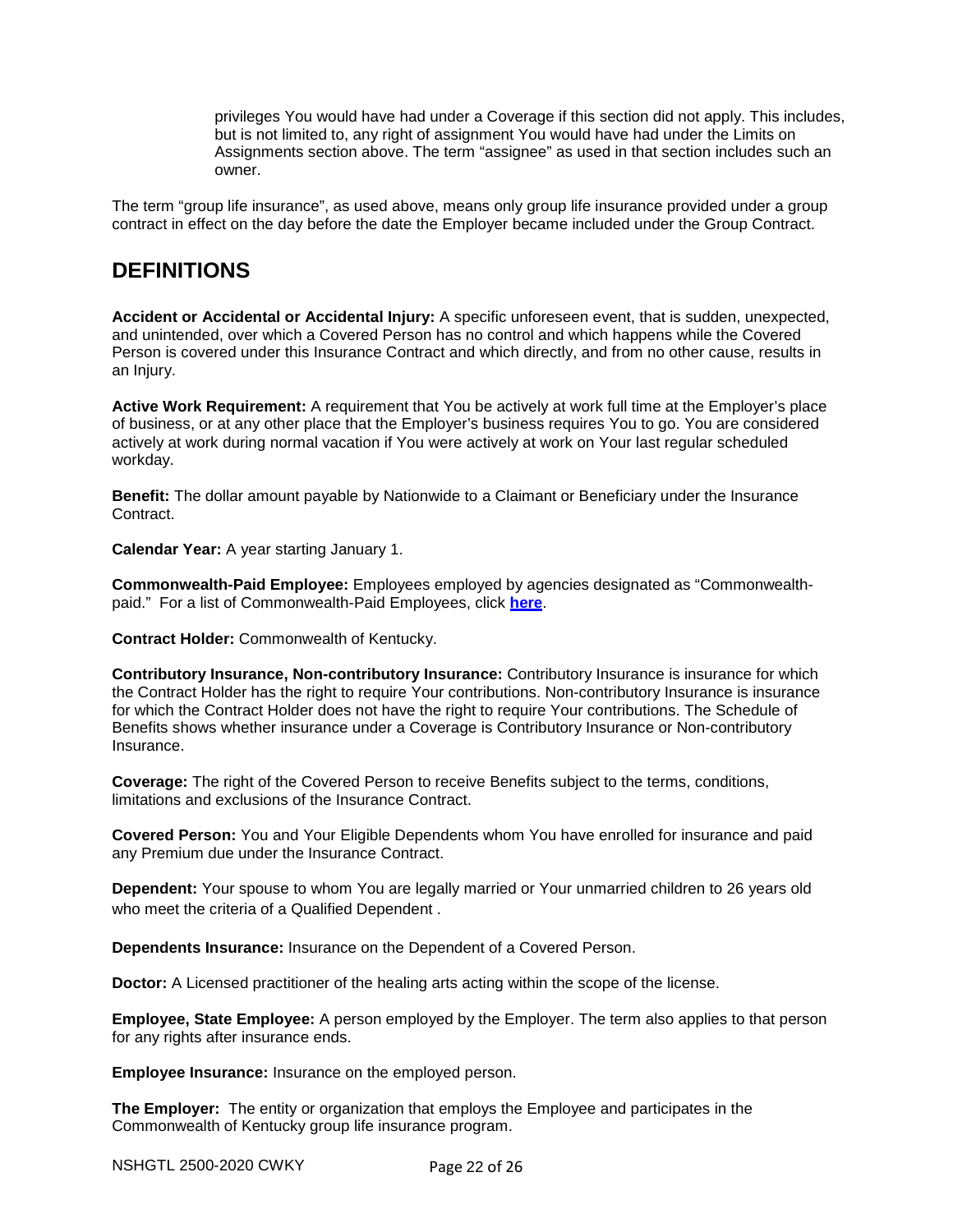privileges You would have had under a Coverage if this section did not apply. This includes, but is not limited to, any right of assignment You would have had under the Limits on Assignments section above. The term "assignee" as used in that section includes such an owner.

The term "group life insurance", as used above, means only group life insurance provided under a group contract in effect on the day before the date the Employer became included under the Group Contract.

## DEFINITIONS

**Accident or Accidental or Accidental Injury:** A specific unforeseen event, that is sudden, unexpected, and unintended, over which a Covered Person has no control and which happens while the Covered Person is covered under this Insurance Contract and which directly, and from no other cause, results in an Injury.

**Active Work Requirement:** A requirement that You be actively at work full time at the Employer's place of business, or at any other place that the Employer's business requires You to go. You are considered actively at work during normal vacation if You were actively at work on Your last regular scheduled workday.

**Benefit:** The dollar amount payable by Nationwide to a Claimant or Beneficiary under the Insurance Contract.

**Calendar Year:** A year starting January 1.

**Commonwealth-Paid Employee:** Employees employed by agencies designated as "Commonwealth-paid." For a list of Commonwealth-Paid Employees, click **here**.

**Contract Holder:** Commonwealth of Kentucky.

**Contributory Insurance, Non-contributory Insurance:** Contributory Insurance is insurance for which the Contract Holder has the right to require Your contributions. Non-contributory Insurance is insurance for which the Contract Holder does not have the right to require Your contributions. The Schedule of Benefits shows whether insurance under a Coverage is Contributory Insurance or Non-contributory Insurance.

**Coverage:** The right of the Covered Person to receive Benefits subject to the terms, conditions, limitations and exclusions of the Insurance Contract.

**Covered Person:** You and Your Eligible Dependents whom You have enrolled for insurance and paid any Premium due under the Insurance Contract.

**Dependent:** Your spouse to whom You are legally married or Your unmarried children to 26 years old who meet the criteria of a Qualified Dependent .

**Dependents Insurance:** Insurance on the Dependent of a Covered Person.

**Doctor:** A Licensed practitioner of the healing arts acting within the scope of the license.

**Employee, State Employee:** A person employed by the Employer. The term also applies to that person for any rights after insurance ends.

**Employee Insurance:** Insurance on the employed person.

**The Employer:** The entity or organization that employs the Employee and participates in the Commonwealth of Kentucky group life insurance program.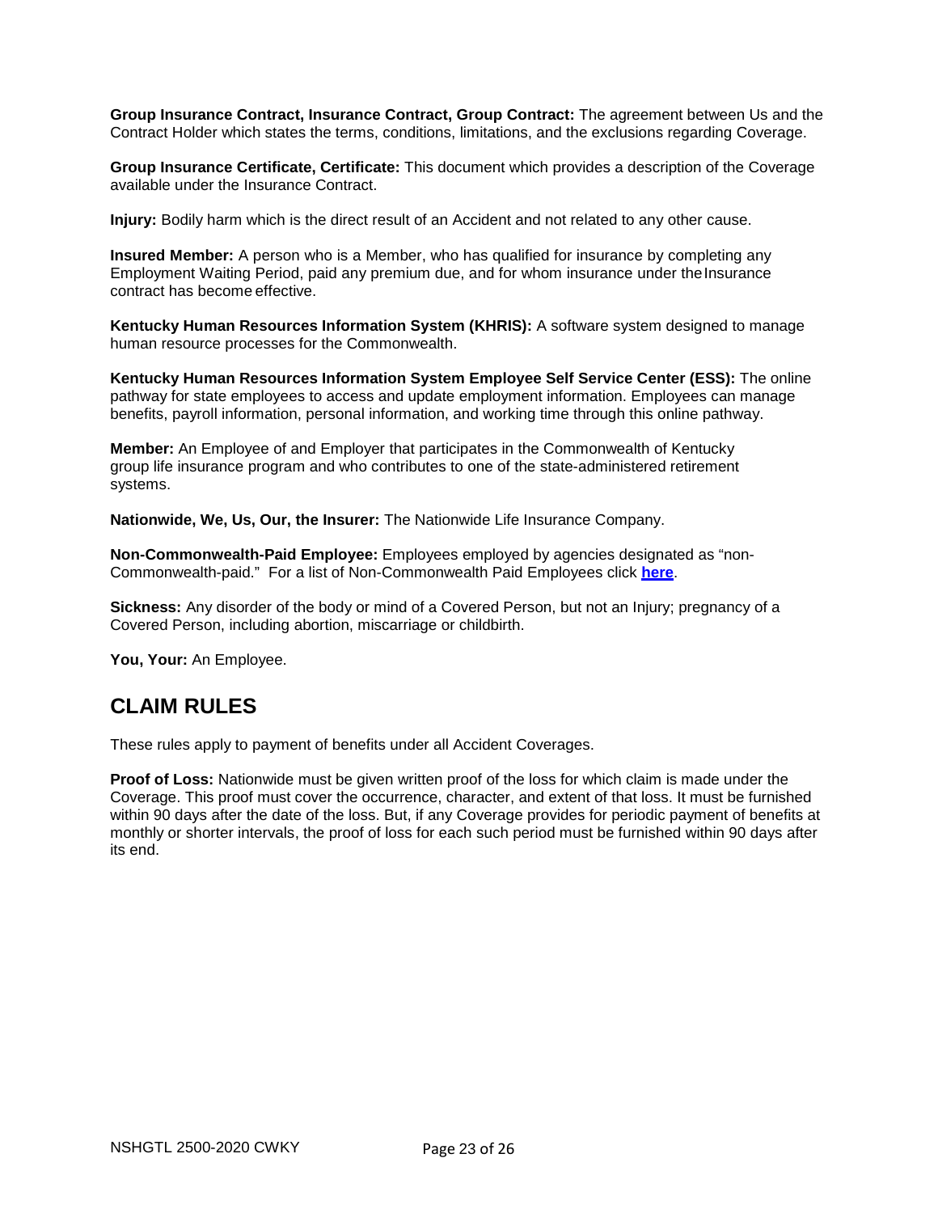**Group Insurance Contract, Insurance Contract, Group Contract:** The agreement between Us and the Contract Holder which states the terms, conditions, limitations, and the exclusions regarding Coverage.

**Group Insurance Certificate, Certificate:** This document which provides a description of the Coverage available under the Insurance Contract.

**Injury:** Bodily harm which is the direct result of an Accident and not related to any other cause.

**Insured Member:** A person who is a Member, who has qualified for insurance by completing any Employment Waiting Period, paid any premium due, and for whom insurance under the Insurance contract has become effective.

**Kentucky Human Resources Information System (KHRIS):** A software system designed to manage human resource processes for the Commonwealth.

**Kentucky Human Resources Information System Employee Self Service Center (ESS):** The online pathway for state employees to access and update employment information. Employees can manage benefits, payroll information, personal information, and working time through this online pathway.

**Member:** An Employee of and Employer that participates in the Commonwealth of Kentucky group life insurance program and who contributes to one of the state-administered retirement systems.

**Nationwide, We, Us, Our, the Insurer:** The Nationwide Life Insurance Company.

**Non-Commonwealth-Paid Employee:** Employees employed by agencies designated as "non-Commonwealth-paid." For a list of Non-Commonwealth Paid Employees click **here**.

**Sickness:** Any disorder of the body or mind of a Covered Person, but not an Injury; pregnancy of a Covered Person, including abortion, miscarriage or childbirth.

**You, Your:** An Employee.

## CLAIM RULES

These rules apply to payment of benefits under all Accident Coverages.

**Proof of Loss:** Nationwide must be given written proof of the loss for which claim is made under the Coverage. This proof must cover the occurrence, character, and extent of that loss. It must be furnished within 90 days after the date of the loss. But, if any Coverage provides for periodic payment of benefits at monthly or shorter intervals, the proof of loss for each such period must be furnished within 90 days after its end.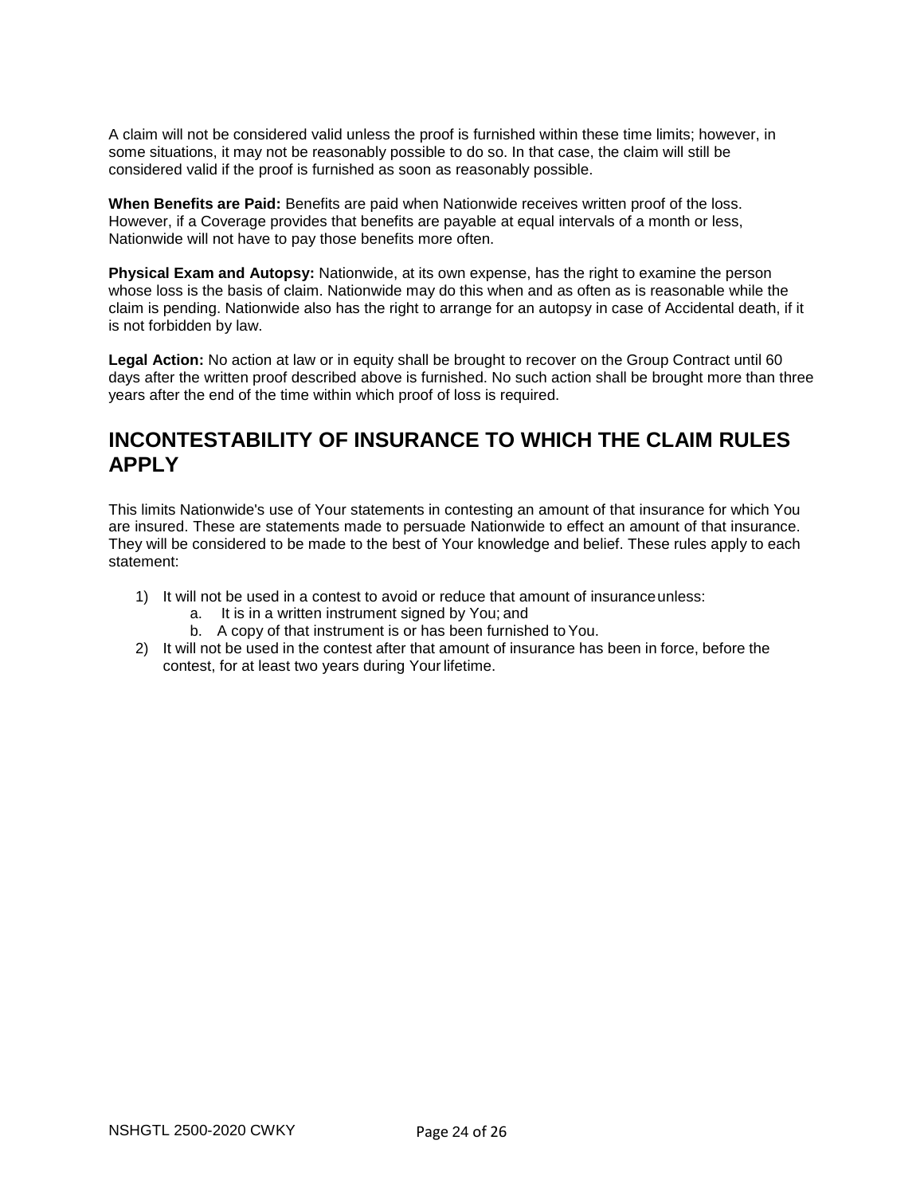A claim will not be considered valid unless the proof is furnished within these time limits; however, in some situations, it may not be reasonably possible to do so. In that case, the claim will still be considered valid if the proof is furnished as soon as reasonably possible.

**When Benefits are Paid:** Benefits are paid when Nationwide receives written proof of the loss. However, if a Coverage provides that benefits are payable at equal intervals of a month or less, Nationwide will not have to pay those benefits more often.

**Physical Exam and Autopsy:** Nationwide, at its own expense, has the right to examine the person whose loss is the basis of claim. Nationwide may do this when and as often as is reasonable while the claim is pending. Nationwide also has the right to arrange for an autopsy in case of Accidental death, if it is not forbidden by law.

**Legal Action:** No action at law or in equity shall be brought to recover on the Group Contract until 60 days after the written proof described above is furnished. No such action shall be brought more than three years after the end of the time within which proof of loss is required.

## INCONTESTABILITY OF INSURANCE TO WHICH THE CLAIM RULES APPLY

This limits Nationwide's use of Your statements in contesting an amount of that insurance for which You are insured. These are statements made to persuade Nationwide to effect an amount of that insurance. They will be considered to be made to the best of Your knowledge and belief. These rules apply to each statement:

1) It will not be used in a contest to avoid or reduce that amount of insurance unless:
    a. It is in a written instrument signed by You; and
    b. A copy of that instrument is or has been furnished to You.
2) It will not be used in the contest after that amount of insurance has been in force, before the contest, for at least two years during Your lifetime.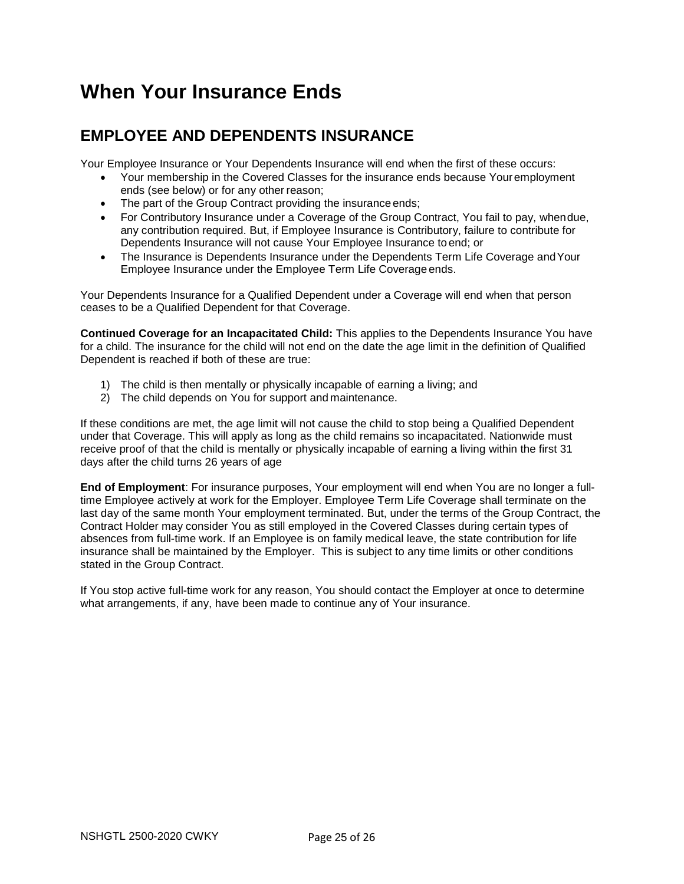# When Your Insurance Ends

## EMPLOYEE AND DEPENDENTS INSURANCE

Your Employee Insurance or Your Dependents Insurance will end when the first of these occurs:

- Your membership in the Covered Classes for the insurance ends because Your employment ends (see below) or for any other reason;
- The part of the Group Contract providing the insurance ends;
- For Contributory Insurance under a Coverage of the Group Contract, You fail to pay, when due, any contribution required. But, if Employee Insurance is Contributory, failure to contribute for Dependents Insurance will not cause Your Employee Insurance to end; or
- The Insurance is Dependents Insurance under the Dependents Term Life Coverage and Your Employee Insurance under the Employee Term Life Coverage ends.

Your Dependents Insurance for a Qualified Dependent under a Coverage will end when that person ceases to be a Qualified Dependent for that Coverage.

**Continued Coverage for an Incapacitated Child:** This applies to the Dependents Insurance You have for a child. The insurance for the child will not end on the date the age limit in the definition of Qualified Dependent is reached if both of these are true:

1) The child is then mentally or physically incapable of earning a living; and
2) The child depends on You for support and maintenance.

If these conditions are met, the age limit will not cause the child to stop being a Qualified Dependent under that Coverage. This will apply as long as the child remains so incapacitated. Nationwide must receive proof of that the child is mentally or physically incapable of earning a living within the first 31 days after the child turns 26 years of age

**End of Employment**: For insurance purposes, Your employment will end when You are no longer a full-time Employee actively at work for the Employer. Employee Term Life Coverage shall terminate on the last day of the same month Your employment terminated. But, under the terms of the Group Contract, the Contract Holder may consider You as still employed in the Covered Classes during certain types of absences from full-time work. If an Employee is on family medical leave, the state contribution for life insurance shall be maintained by the Employer. This is subject to any time limits or other conditions stated in the Group Contract.

If You stop active full-time work for any reason, You should contact the Employer at once to determine what arrangements, if any, have been made to continue any of Your insurance.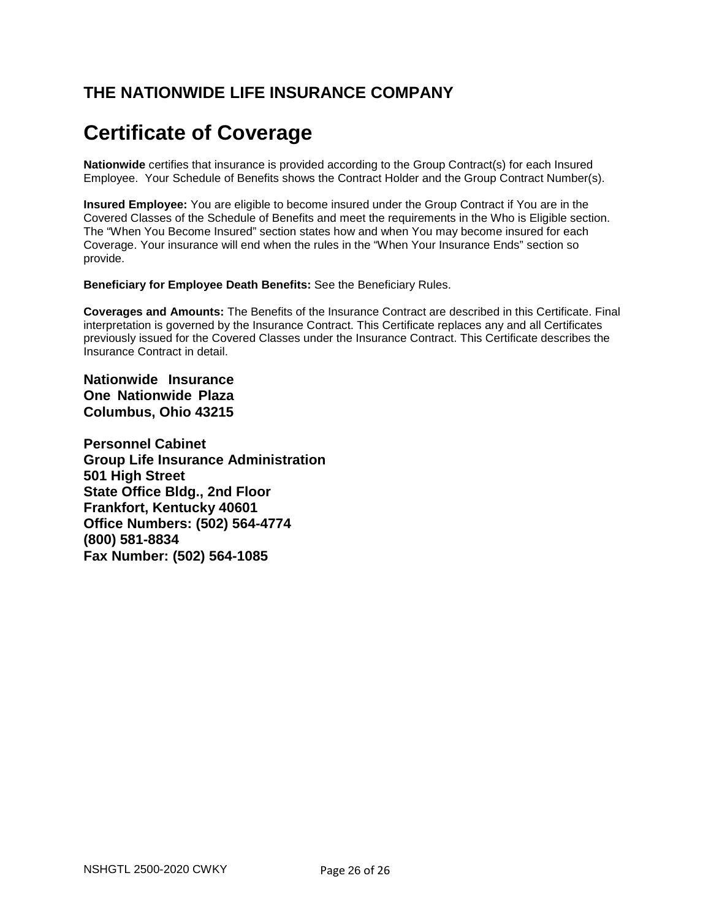## THE NATIONWIDE LIFE INSURANCE COMPANY

# Certificate of Coverage

**Nationwide** certifies that insurance is provided according to the Group Contract(s) for each Insured Employee. Your Schedule of Benefits shows the Contract Holder and the Group Contract Number(s).

**Insured Employee:** You are eligible to become insured under the Group Contract if You are in the Covered Classes of the Schedule of Benefits and meet the requirements in the Who is Eligible section. The "When You Become Insured" section states how and when You may become insured for each Coverage. Your insurance will end when the rules in the "When Your Insurance Ends" section so provide.

**Beneficiary for Employee Death Benefits:** See the Beneficiary Rules.

**Coverages and Amounts:** The Benefits of the Insurance Contract are described in this Certificate. Final interpretation is governed by the Insurance Contract. This Certificate replaces any and all Certificates previously issued for the Covered Classes under the Insurance Contract. This Certificate describes the Insurance Contract in detail.

**Nationwide Insurance**
**One Nationwide Plaza**
**Columbus, Ohio 43215**

**Personnel Cabinet**
**Group Life Insurance Administration**
**501 High Street**
**State Office Bldg., 2nd Floor**
**Frankfort, Kentucky 40601**
**Office Numbers: (502) 564-4774**
**(800) 581-8834**
**Fax Number: (502) 564-1085**

NSHGTL 2500-2020 CWKY